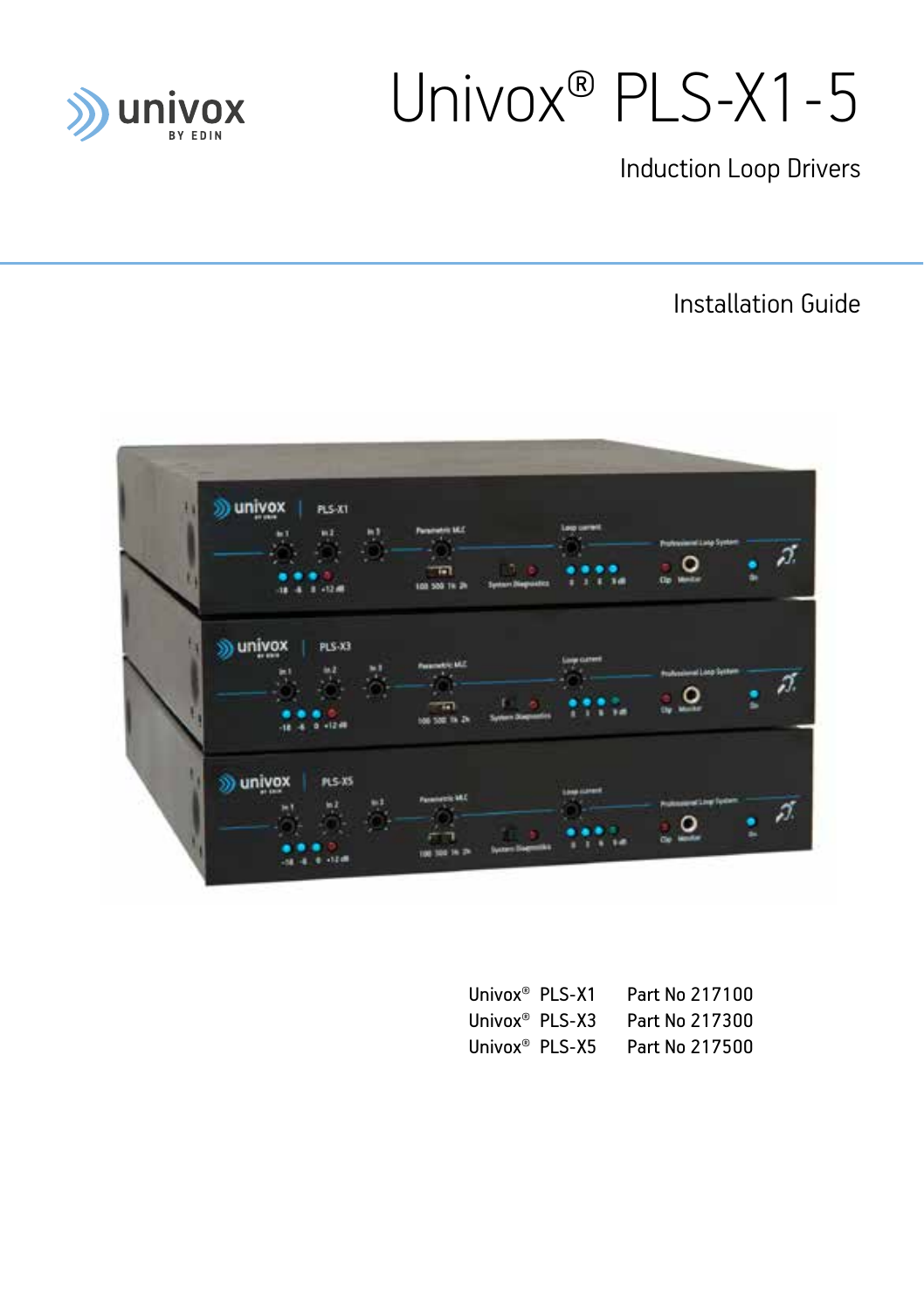# Univox® PLS-X1-5

Induction Loop Drivers

Installation Guide

| | |
|---|---|
| Univox® PLS-X1 | Part No 217100 |
| Univox® PLS-X3 | Part No 217300 |
| Univox® PLS-X5 | Part No 217500 |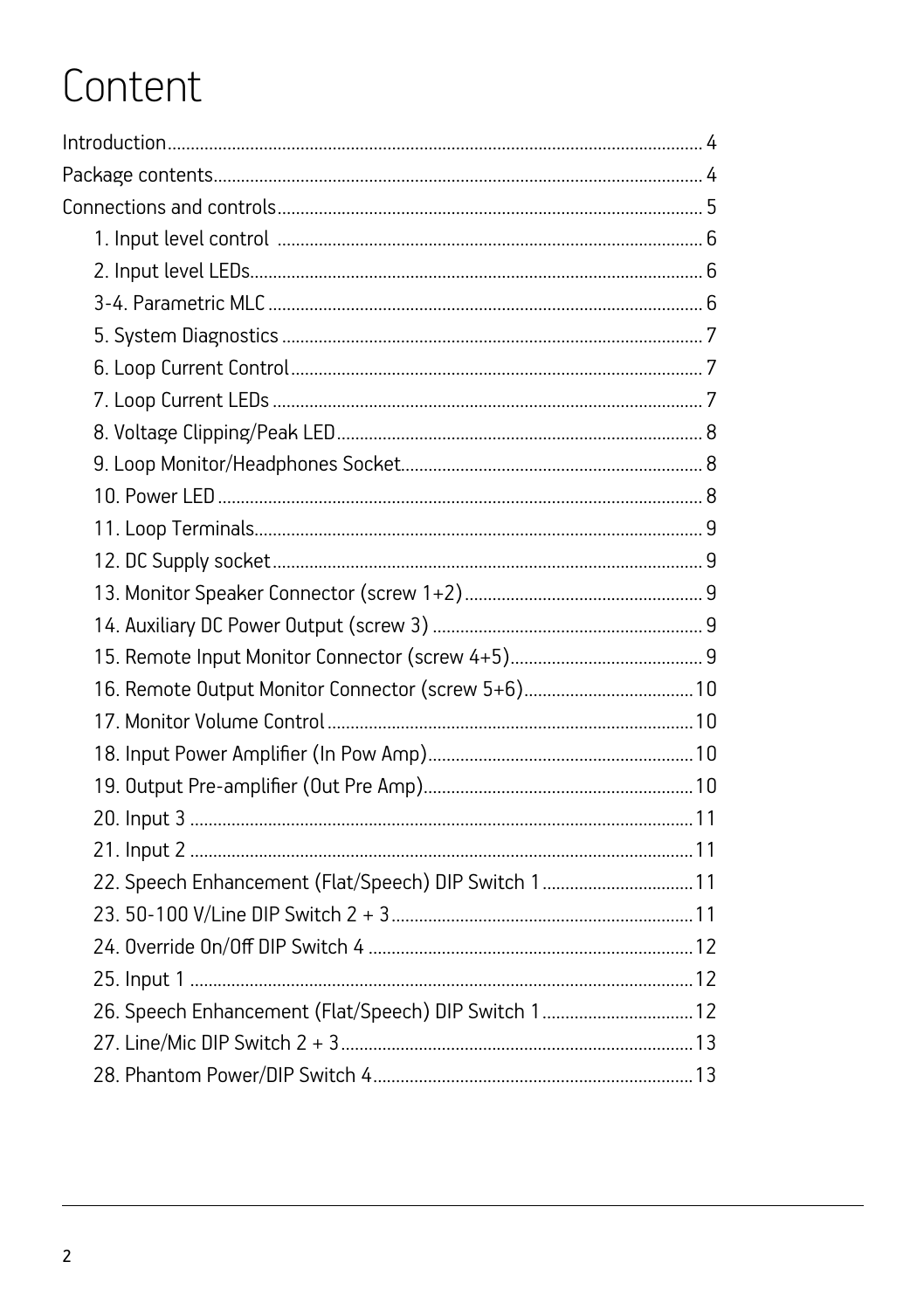# Content

- Introduction .... 4
- Package contents .... 4
- Connections and controls .... 5
  - 1. Input level control .... 6
  - 2. Input level LEDs .... 6
  - 3-4. Parametric MLC .... 6
  - 5. System Diagnostics .... 7
  - 6. Loop Current Control .... 7
  - 7. Loop Current LEDs .... 7
  - 8. Voltage Clipping/Peak LED .... 8
  - 9. Loop Monitor/Headphones Socket .... 8
  - 10. Power LED .... 8
  - 11. Loop Terminals .... 9
  - 12. DC Supply socket .... 9
  - 13. Monitor Speaker Connector (screw 1+2) .... 9
  - 14. Auxiliary DC Power Output (screw 3) .... 9
  - 15. Remote Input Monitor Connector (screw 4+5) .... 9
  - 16. Remote Output Monitor Connector (screw 5+6) .... 10
  - 17. Monitor Volume Control .... 10
  - 18. Input Power Amplifier (In Pow Amp) .... 10
  - 19. Output Pre-amplifier (Out Pre Amp) .... 10
  - 20. Input 3 .... 11
  - 21. Input 2 .... 11
  - 22. Speech Enhancement (Flat/Speech) DIP Switch 1 .... 11
  - 23. 50-100 V/Line DIP Switch 2 + 3 .... 11
  - 24. Override On/Off DIP Switch 4 .... 12
  - 25. Input 1 .... 12
  - 26. Speech Enhancement (Flat/Speech) DIP Switch 1 .... 12
  - 27. Line/Mic DIP Switch 2 + 3 .... 13
  - 28. Phantom Power/DIP Switch 4 .... 13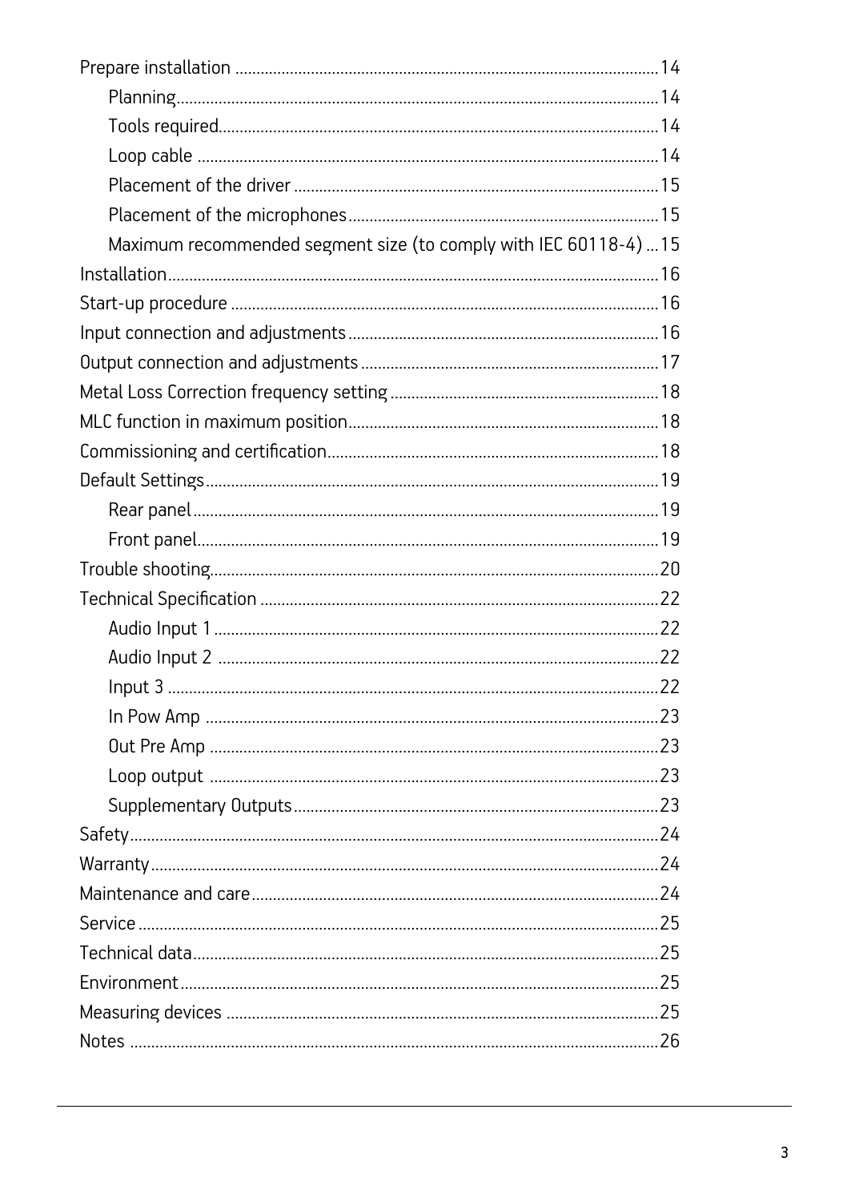- Prepare installation ... 14
  - Planning ... 14
  - Tools required ... 14
  - Loop cable ... 14
  - Placement of the driver ... 15
  - Placement of the microphones ... 15
  - Maximum recommended segment size (to comply with IEC 60118-4) ... 15
- Installation ... 16
- Start-up procedure ... 16
- Input connection and adjustments ... 16
- Output connection and adjustments ... 17
- Metal Loss Correction frequency setting ... 18
- MLC function in maximum position ... 18
- Commissioning and certification ... 18
- Default Settings ... 19
  - Rear panel ... 19
  - Front panel ... 19
- Trouble shooting ... 20
- Technical Specification ... 22
  - Audio Input 1 ... 22
  - Audio Input 2 ... 22
  - Input 3 ... 22
  - In Pow Amp ... 23
  - Out Pre Amp ... 23
  - Loop output ... 23
  - Supplementary Outputs ... 23
- Safety ... 24
- Warranty ... 24
- Maintenance and care ... 24
- Service ... 25
- Technical data ... 25
- Environment ... 25
- Measuring devices ... 25
- Notes ... 26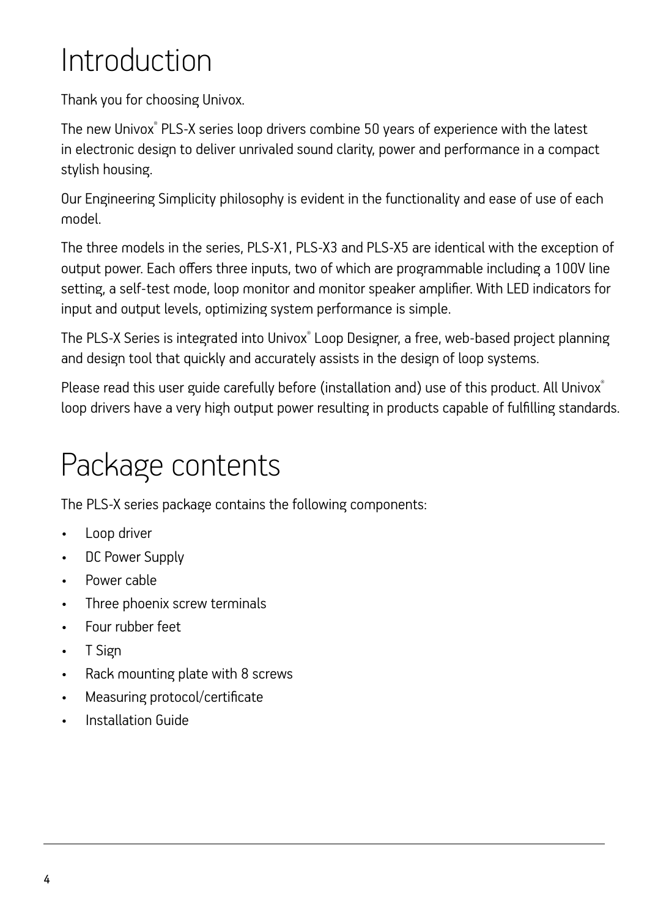# Introduction

Thank you for choosing Univox.

The new Univox® PLS-X series loop drivers combine 50 years of experience with the latest in electronic design to deliver unrivaled sound clarity, power and performance in a compact stylish housing.

Our Engineering Simplicity philosophy is evident in the functionality and ease of use of each model.

The three models in the series, PLS-X1, PLS-X3 and PLS-X5 are identical with the exception of output power. Each offers three inputs, two of which are programmable including a 100V line setting, a self-test mode, loop monitor and monitor speaker amplifier. With LED indicators for input and output levels, optimizing system performance is simple.

The PLS-X Series is integrated into Univox® Loop Designer, a free, web-based project planning and design tool that quickly and accurately assists in the design of loop systems.

Please read this user guide carefully before (installation and) use of this product. All Univox® loop drivers have a very high output power resulting in products capable of fulfilling standards.

# Package contents

The PLS-X series package contains the following components:

- Loop driver
- DC Power Supply
- Power cable
- Three phoenix screw terminals
- Four rubber feet
- T Sign
- Rack mounting plate with 8 screws
- Measuring protocol/certificate
- Installation Guide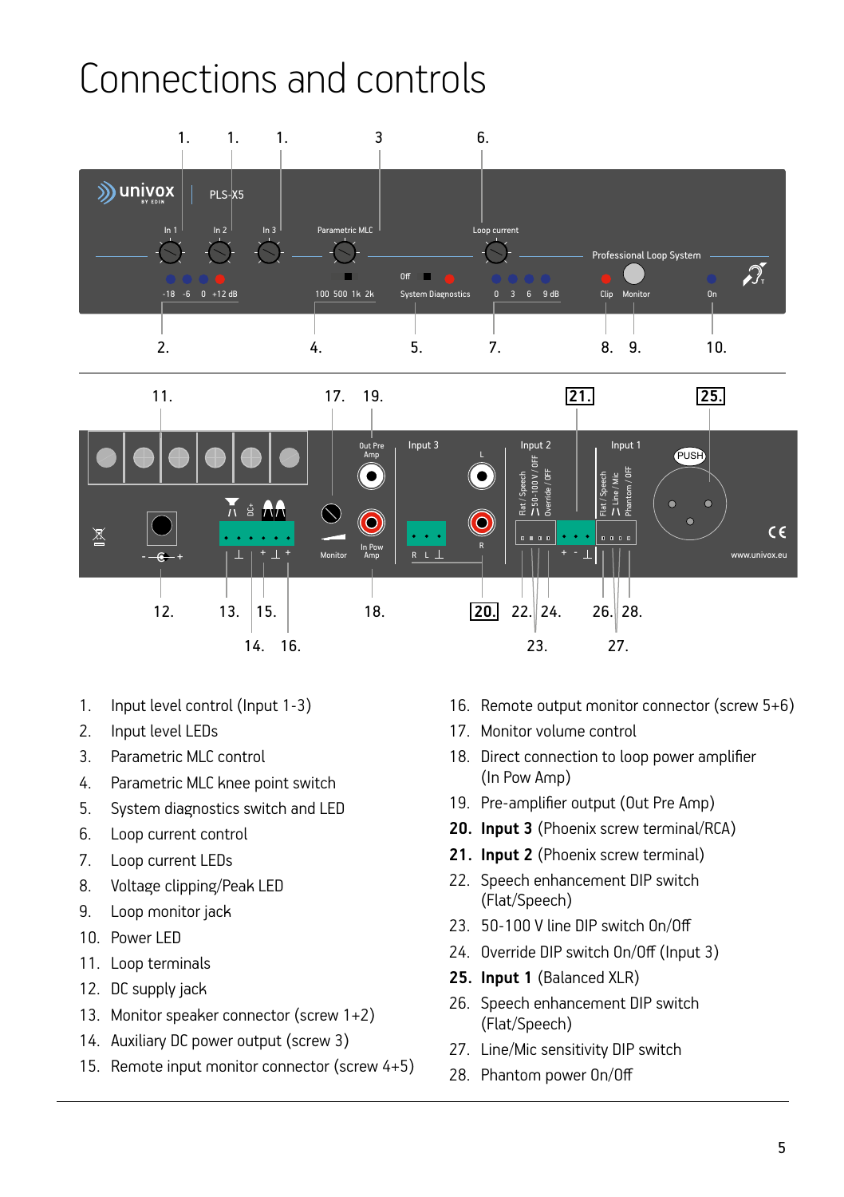# Connections and controls

1. Input level control (Input 1-3)
2. Input level LEDs
3. Parametric MLC control
4. Parametric MLC knee point switch
5. System diagnostics switch and LED
6. Loop current control
7. Loop current LEDs
8. Voltage clipping/Peak LED
9. Loop monitor jack
10. Power LED
11. Loop terminals
12. DC supply jack
13. Monitor speaker connector (screw 1+2)
14. Auxiliary DC power output (screw 3)
15. Remote input monitor connector (screw 4+5)
16. Remote output monitor connector (screw 5+6)
17. Monitor volume control
18. Direct connection to loop power amplifier (In Pow Amp)
19. Pre-amplifier output (Out Pre Amp)
20. **Input 3** (Phoenix screw terminal/RCA)
21. **Input 2** (Phoenix screw terminal)
22. Speech enhancement DIP switch (Flat/Speech)
23. 50-100 V line DIP switch On/Off
24. Override DIP switch On/Off (Input 3)
25. **Input 1** (Balanced XLR)
26. Speech enhancement DIP switch (Flat/Speech)
27. Line/Mic sensitivity DIP switch
28. Phantom power On/Off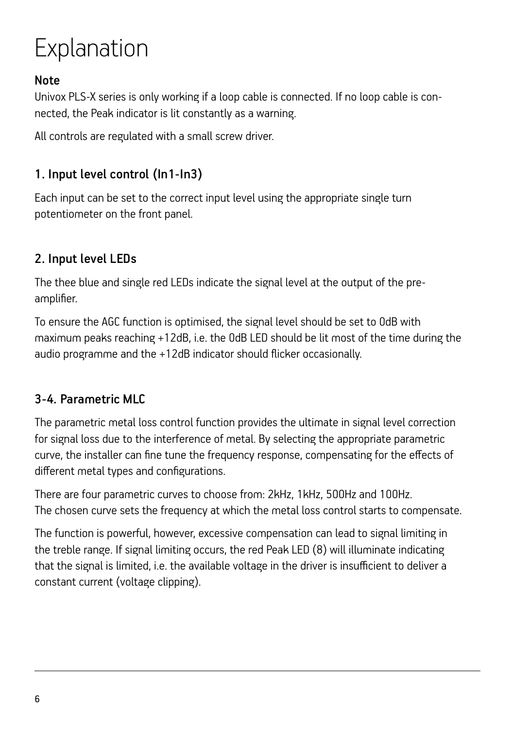# Explanation

**Note**

Univox PLS-X series is only working if a loop cable is connected. If no loop cable is connected, the Peak indicator is lit constantly as a warning.

All controls are regulated with a small screw driver.

## 1. Input level control (In1-In3)

Each input can be set to the correct input level using the appropriate single turn potentiometer on the front panel.

## 2. Input level LEDs

The thee blue and single red LEDs indicate the signal level at the output of the pre-amplifier.

To ensure the AGC function is optimised, the signal level should be set to 0dB with maximum peaks reaching +12dB, i.e. the 0dB LED should be lit most of the time during the audio programme and the +12dB indicator should flicker occasionally.

## 3-4. Parametric MLC

The parametric metal loss control function provides the ultimate in signal level correction for signal loss due to the interference of metal. By selecting the appropriate parametric curve, the installer can fine tune the frequency response, compensating for the effects of different metal types and configurations.

There are four parametric curves to choose from: 2kHz, 1kHz, 500Hz and 100Hz.
The chosen curve sets the frequency at which the metal loss control starts to compensate.

The function is powerful, however, excessive compensation can lead to signal limiting in the treble range. If signal limiting occurs, the red Peak LED (8) will illuminate indicating that the signal is limited, i.e. the available voltage in the driver is insufficient to deliver a constant current (voltage clipping).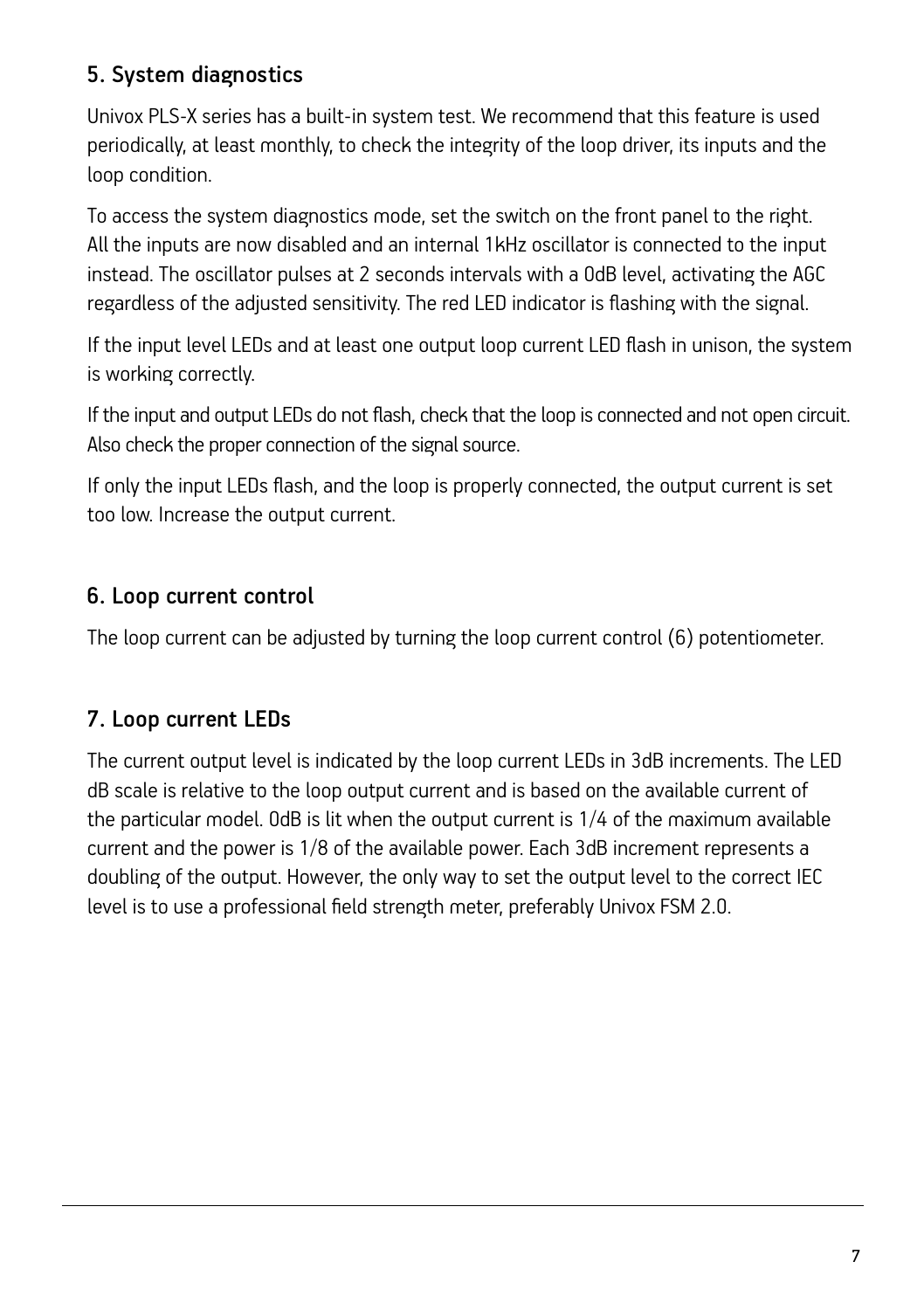## 5. System diagnostics

Univox PLS-X series has a built-in system test. We recommend that this feature is used periodically, at least monthly, to check the integrity of the loop driver, its inputs and the loop condition.

To access the system diagnostics mode, set the switch on the front panel to the right. All the inputs are now disabled and an internal 1kHz oscillator is connected to the input instead. The oscillator pulses at 2 seconds intervals with a 0dB level, activating the AGC regardless of the adjusted sensitivity. The red LED indicator is flashing with the signal.

If the input level LEDs and at least one output loop current LED flash in unison, the system is working correctly.

If the input and output LEDs do not flash, check that the loop is connected and not open circuit. Also check the proper connection of the signal source.

If only the input LEDs flash, and the loop is properly connected, the output current is set too low. Increase the output current.

## 6. Loop current control

The loop current can be adjusted by turning the loop current control (6) potentiometer.

## 7. Loop current LEDs

The current output level is indicated by the loop current LEDs in 3dB increments. The LED dB scale is relative to the loop output current and is based on the available current of the particular model. 0dB is lit when the output current is 1/4 of the maximum available current and the power is 1/8 of the available power. Each 3dB increment represents a doubling of the output. However, the only way to set the output level to the correct IEC level is to use a professional field strength meter, preferably Univox FSM 2.0.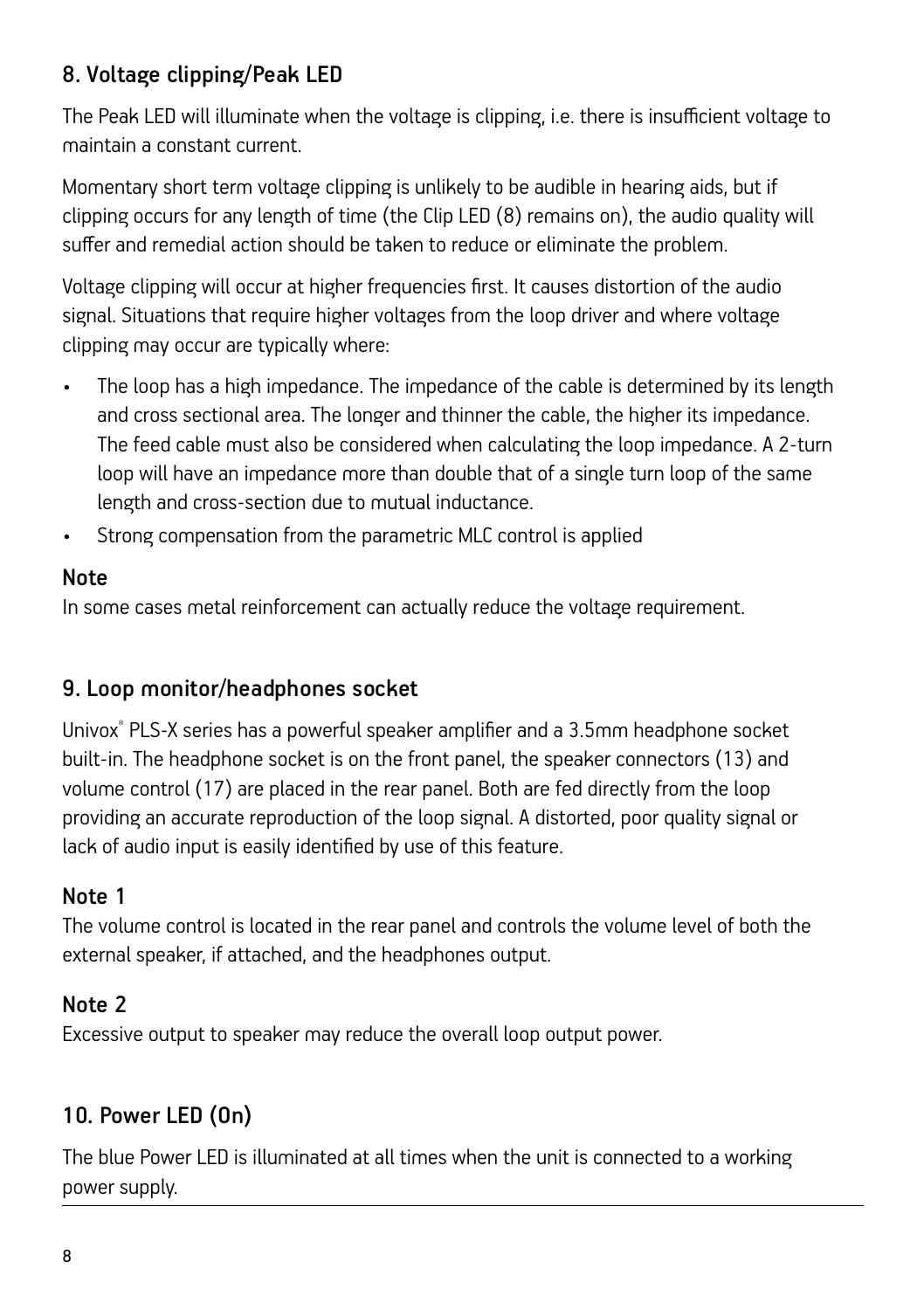## 8. Voltage clipping/Peak LED

The Peak LED will illuminate when the voltage is clipping, i.e. there is insufficient voltage to maintain a constant current.

Momentary short term voltage clipping is unlikely to be audible in hearing aids, but if clipping occurs for any length of time (the Clip LED (8) remains on), the audio quality will suffer and remedial action should be taken to reduce or eliminate the problem.

Voltage clipping will occur at higher frequencies first. It causes distortion of the audio signal. Situations that require higher voltages from the loop driver and where voltage clipping may occur are typically where:

- The loop has a high impedance. The impedance of the cable is determined by its length and cross sectional area. The longer and thinner the cable, the higher its impedance. The feed cable must also be considered when calculating the loop impedance. A 2-turn loop will have an impedance more than double that of a single turn loop of the same length and cross-section due to mutual inductance.
- Strong compensation from the parametric MLC control is applied

**Note**
In some cases metal reinforcement can actually reduce the voltage requirement.

## 9. Loop monitor/headphones socket

Univox® PLS-X series has a powerful speaker amplifier and a 3.5mm headphone socket built-in. The headphone socket is on the front panel, the speaker connectors (13) and volume control (17) are placed in the rear panel. Both are fed directly from the loop providing an accurate reproduction of the loop signal. A distorted, poor quality signal or lack of audio input is easily identified by use of this feature.

**Note 1**
The volume control is located in the rear panel and controls the volume level of both the external speaker, if attached, and the headphones output.

**Note 2**
Excessive output to speaker may reduce the overall loop output power.

## 10. Power LED (On)

The blue Power LED is illuminated at all times when the unit is connected to a working power supply.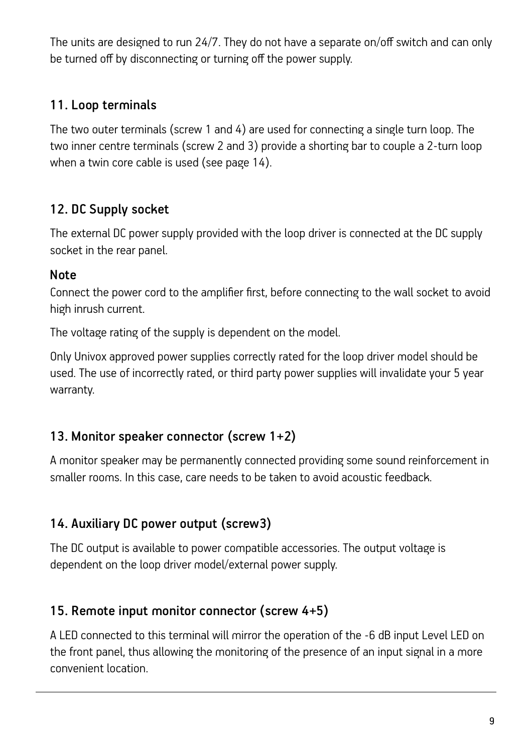The units are designed to run 24/7. They do not have a separate on/off switch and can only be turned off by disconnecting or turning off the power supply.

## 11. Loop terminals

The two outer terminals (screw 1 and 4) are used for connecting a single turn loop. The two inner centre terminals (screw 2 and 3) provide a shorting bar to couple a 2-turn loop when a twin core cable is used (see page 14).

## 12. DC Supply socket

The external DC power supply provided with the loop driver is connected at the DC supply socket in the rear panel.

**Note**

Connect the power cord to the amplifier first, before connecting to the wall socket to avoid high inrush current.

The voltage rating of the supply is dependent on the model.

Only Univox approved power supplies correctly rated for the loop driver model should be used. The use of incorrectly rated, or third party power supplies will invalidate your 5 year warranty.

## 13. Monitor speaker connector (screw 1+2)

A monitor speaker may be permanently connected providing some sound reinforcement in smaller rooms. In this case, care needs to be taken to avoid acoustic feedback.

## 14. Auxiliary DC power output (screw3)

The DC output is available to power compatible accessories. The output voltage is dependent on the loop driver model/external power supply.

## 15. Remote input monitor connector (screw 4+5)

A LED connected to this terminal will mirror the operation of the -6 dB input Level LED on the front panel, thus allowing the monitoring of the presence of an input signal in a more convenient location.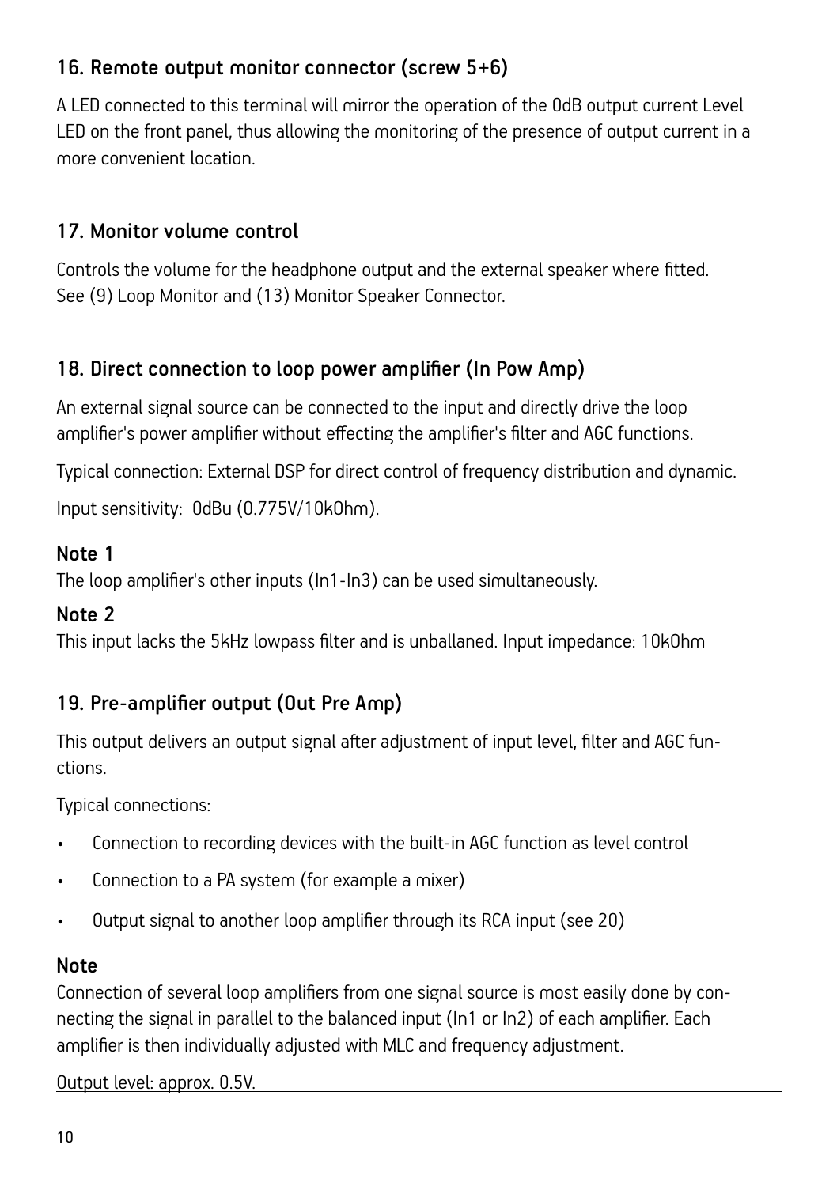## 16. Remote output monitor connector (screw 5+6)

A LED connected to this terminal will mirror the operation of the 0dB output current Level LED on the front panel, thus allowing the monitoring of the presence of output current in a more convenient location.

## 17. Monitor volume control

Controls the volume for the headphone output and the external speaker where fitted. See (9) Loop Monitor and (13) Monitor Speaker Connector.

## 18. Direct connection to loop power amplifier (In Pow Amp)

An external signal source can be connected to the input and directly drive the loop amplifier's power amplifier without effecting the amplifier's filter and AGC functions.

Typical connection: External DSP for direct control of frequency distribution and dynamic.

Input sensitivity: 0dBu (0.775V/10kOhm).

**Note 1**
The loop amplifier's other inputs (In1-In3) can be used simultaneously.

**Note 2**
This input lacks the 5kHz lowpass filter and is unballaned. Input impedance: 10kOhm

## 19. Pre-amplifier output (Out Pre Amp)

This output delivers an output signal after adjustment of input level, filter and AGC functions.

Typical connections:

- Connection to recording devices with the built-in AGC function as level control
- Connection to a PA system (for example a mixer)
- Output signal to another loop amplifier through its RCA input (see 20)

**Note**
Connection of several loop amplifiers from one signal source is most easily done by connecting the signal in parallel to the balanced input (In1 or In2) of each amplifier. Each amplifier is then individually adjusted with MLC and frequency adjustment.

Output level: approx. 0.5V.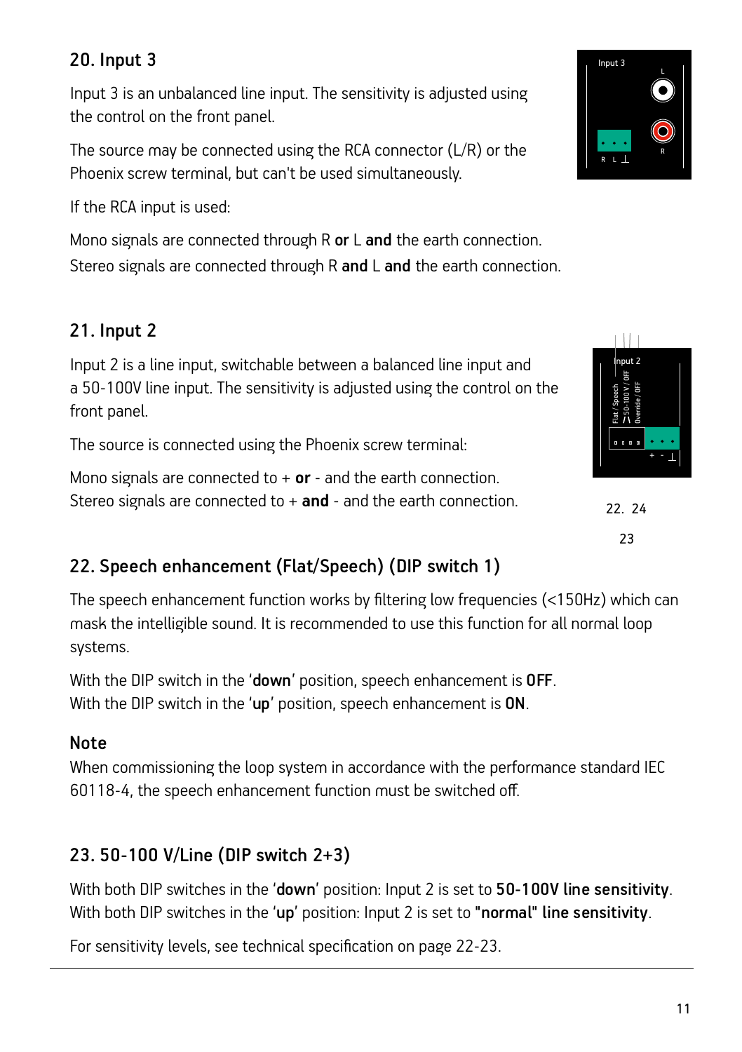## 20. Input 3

Input 3 is an unbalanced line input. The sensitivity is adjusted using the control on the front panel.

The source may be connected using the RCA connector (L/R) or the Phoenix screw terminal, but can't be used simultaneously.

If the RCA input is used:

Mono signals are connected through R **or** L **and** the earth connection.
Stereo signals are connected through R **and** L **and** the earth connection.

## 21. Input 2

Input 2 is a line input, switchable between a balanced line input and a 50-100V line input. The sensitivity is adjusted using the control on the front panel.

The source is connected using the Phoenix screw terminal:

Mono signals are connected to + **or** - and the earth connection.
Stereo signals are connected to + **and** - and the earth connection.

22. 24

23

## 22. Speech enhancement (Flat/Speech) (DIP switch 1)

The speech enhancement function works by filtering low frequencies (<150Hz) which can mask the intelligible sound. It is recommended to use this function for all normal loop systems.

With the DIP switch in the '**down**' position, speech enhancement is **OFF**.
With the DIP switch in the '**up**' position, speech enhancement is **ON**.

### Note

When commissioning the loop system in accordance with the performance standard IEC 60118-4, the speech enhancement function must be switched off.

## 23. 50-100 V/Line (DIP switch 2+3)

With both DIP switches in the '**down**' position: Input 2 is set to **50-100V line sensitivity**.
With both DIP switches in the '**up**' position: Input 2 is set to **"normal" line sensitivity**.

For sensitivity levels, see technical specification on page 22-23.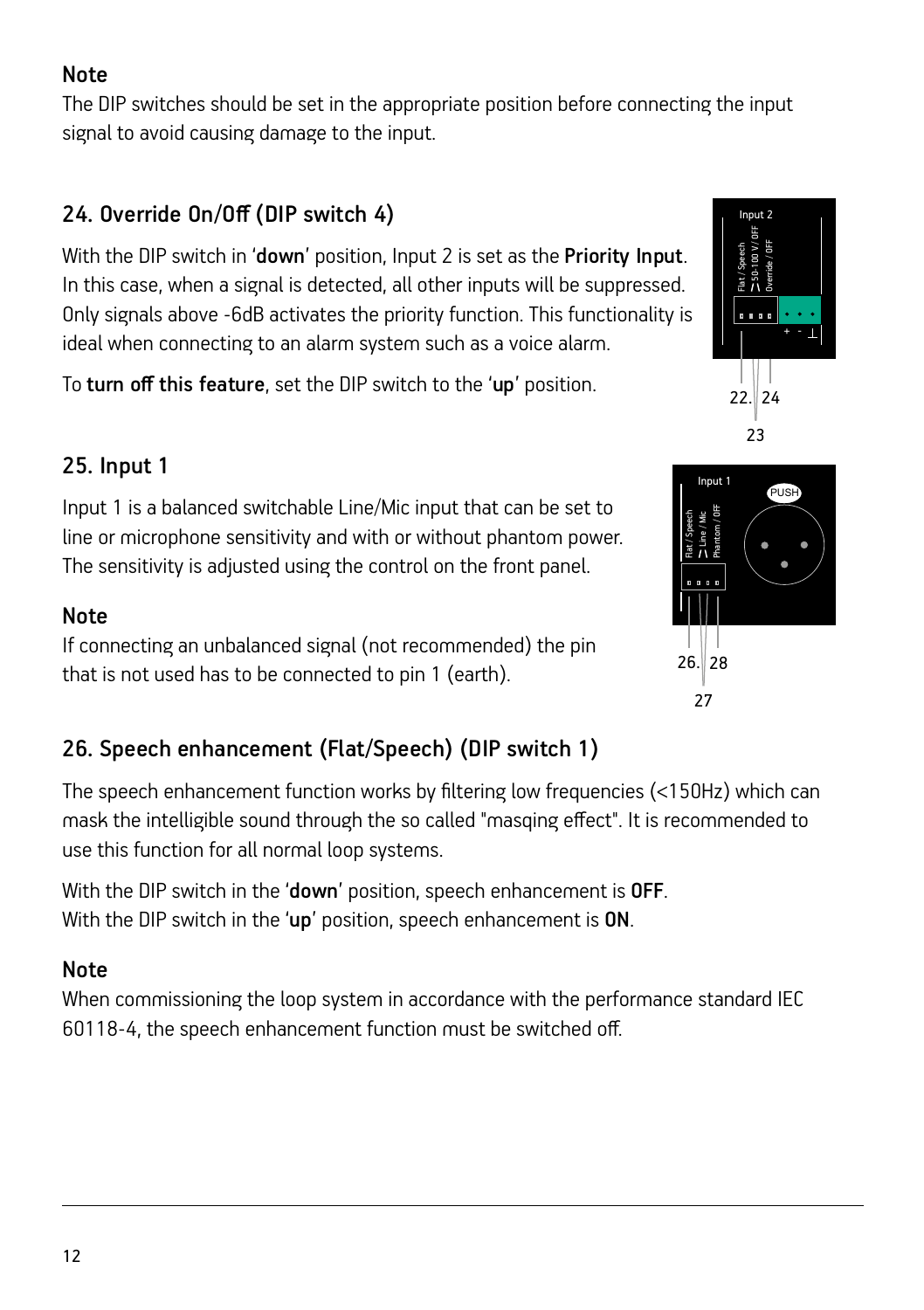### Note

The DIP switches should be set in the appropriate position before connecting the input signal to avoid causing damage to the input.

## 24. Override On/Off (DIP switch 4)

With the DIP switch in '**down**' position, Input 2 is set as the **Priority Input**. In this case, when a signal is detected, all other inputs will be suppressed. Only signals above -6dB activates the priority function. This functionality is ideal when connecting to an alarm system such as a voice alarm.

To **turn off this feature**, set the DIP switch to the '**up**' position.

## 25. Input 1

Input 1 is a balanced switchable Line/Mic input that can be set to line or microphone sensitivity and with or without phantom power. The sensitivity is adjusted using the control on the front panel.

### Note

If connecting an unbalanced signal (not recommended) the pin that is not used has to be connected to pin 1 (earth).

## 26. Speech enhancement (Flat/Speech) (DIP switch 1)

The speech enhancement function works by filtering low frequencies (<150Hz) which can mask the intelligible sound through the so called "masqing effect". It is recommended to use this function for all normal loop systems.

With the DIP switch in the '**down**' position, speech enhancement is **OFF**.
With the DIP switch in the '**up**' position, speech enhancement is **ON**.

### Note

When commissioning the loop system in accordance with the performance standard IEC 60118-4, the speech enhancement function must be switched off.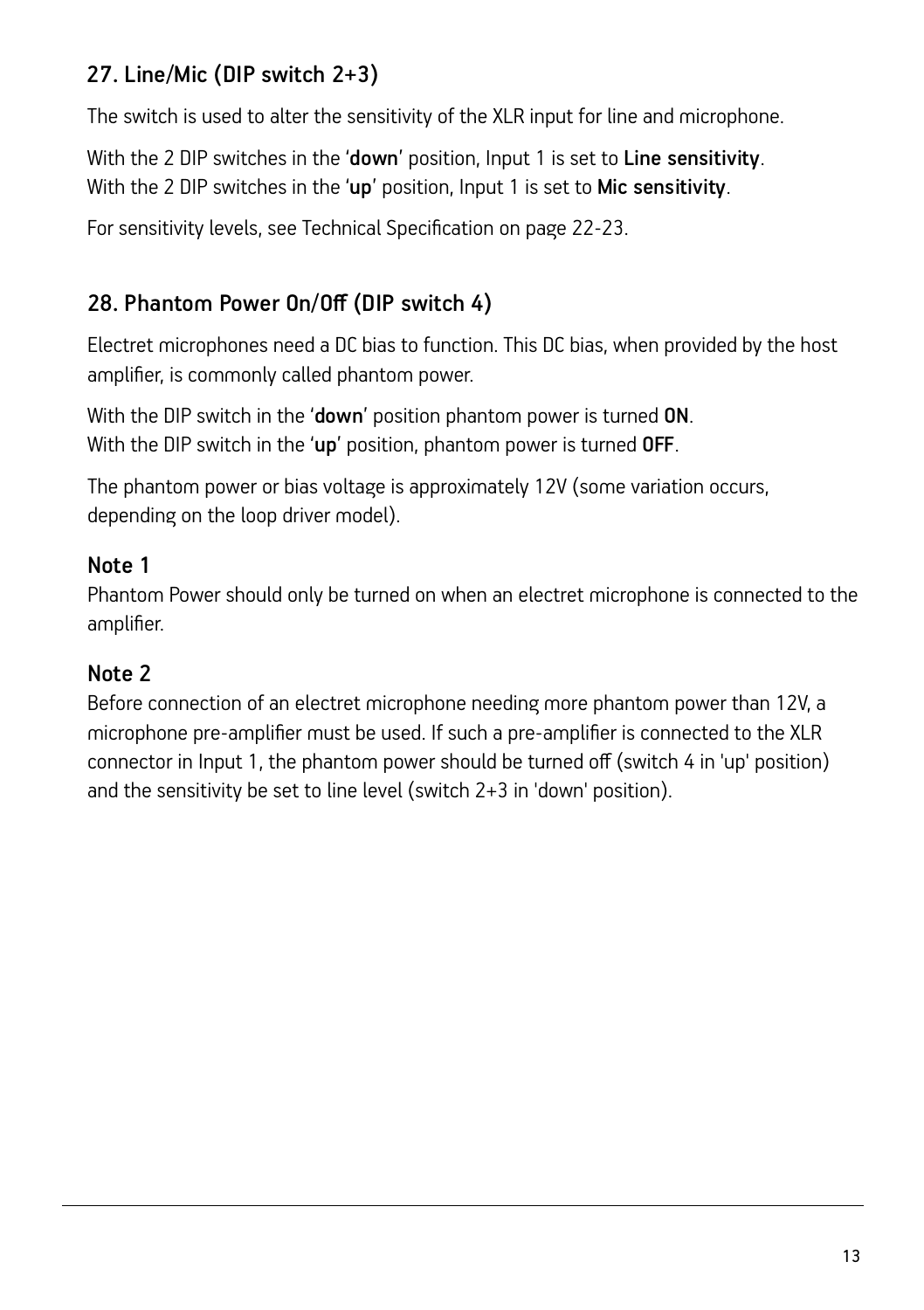## 27. Line/Mic (DIP switch 2+3)

The switch is used to alter the sensitivity of the XLR input for line and microphone.

With the 2 DIP switches in the '**down**' position, Input 1 is set to **Line sensitivity**.
With the 2 DIP switches in the '**up**' position, Input 1 is set to **Mic sensitivity**.

For sensitivity levels, see Technical Specification on page 22-23.

## 28. Phantom Power On/Off (DIP switch 4)

Electret microphones need a DC bias to function. This DC bias, when provided by the host amplifier, is commonly called phantom power.

With the DIP switch in the '**down**' position phantom power is turned **ON**.
With the DIP switch in the '**up**' position, phantom power is turned **OFF**.

The phantom power or bias voltage is approximately 12V (some variation occurs, depending on the loop driver model).

### Note 1

Phantom Power should only be turned on when an electret microphone is connected to the amplifier.

### Note 2

Before connection of an electret microphone needing more phantom power than 12V, a microphone pre-amplifier must be used. If such a pre-amplifier is connected to the XLR connector in Input 1, the phantom power should be turned off (switch 4 in 'up' position) and the sensitivity be set to line level (switch 2+3 in 'down' position).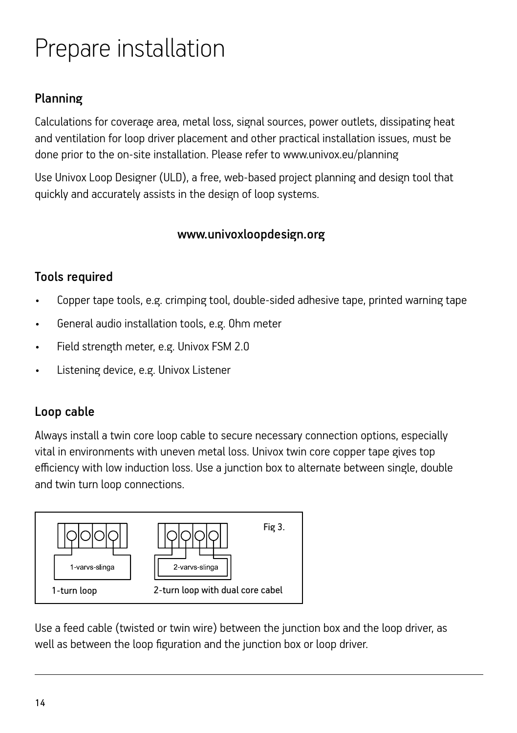# Prepare installation

## Planning

Calculations for coverage area, metal loss, signal sources, power outlets, dissipating heat and ventilation for loop driver placement and other practical installation issues, must be done prior to the on-site installation. Please refer to www.univox.eu/planning

Use Univox Loop Designer (ULD), a free, web-based project planning and design tool that quickly and accurately assists in the design of loop systems.

**www.univoxloopdesign.org**

## Tools required

- Copper tape tools, e.g. crimping tool, double-sided adhesive tape, printed warning tape
- General audio installation tools, e.g. Ohm meter
- Field strength meter, e.g. Univox FSM 2.0
- Listening device, e.g. Univox Listener

## Loop cable

Always install a twin core loop cable to secure necessary connection options, especially vital in environments with uneven metal loss. Univox twin core copper tape gives top efficiency with low induction loss. Use a junction box to alternate between single, double and twin turn loop connections.

1-varvs-slinga

1-turn loop

2-varvs-slinga

2-turn loop with dual core cabel

Fig 3.

Use a feed cable (twisted or twin wire) between the junction box and the loop driver, as well as between the loop figuration and the junction box or loop driver.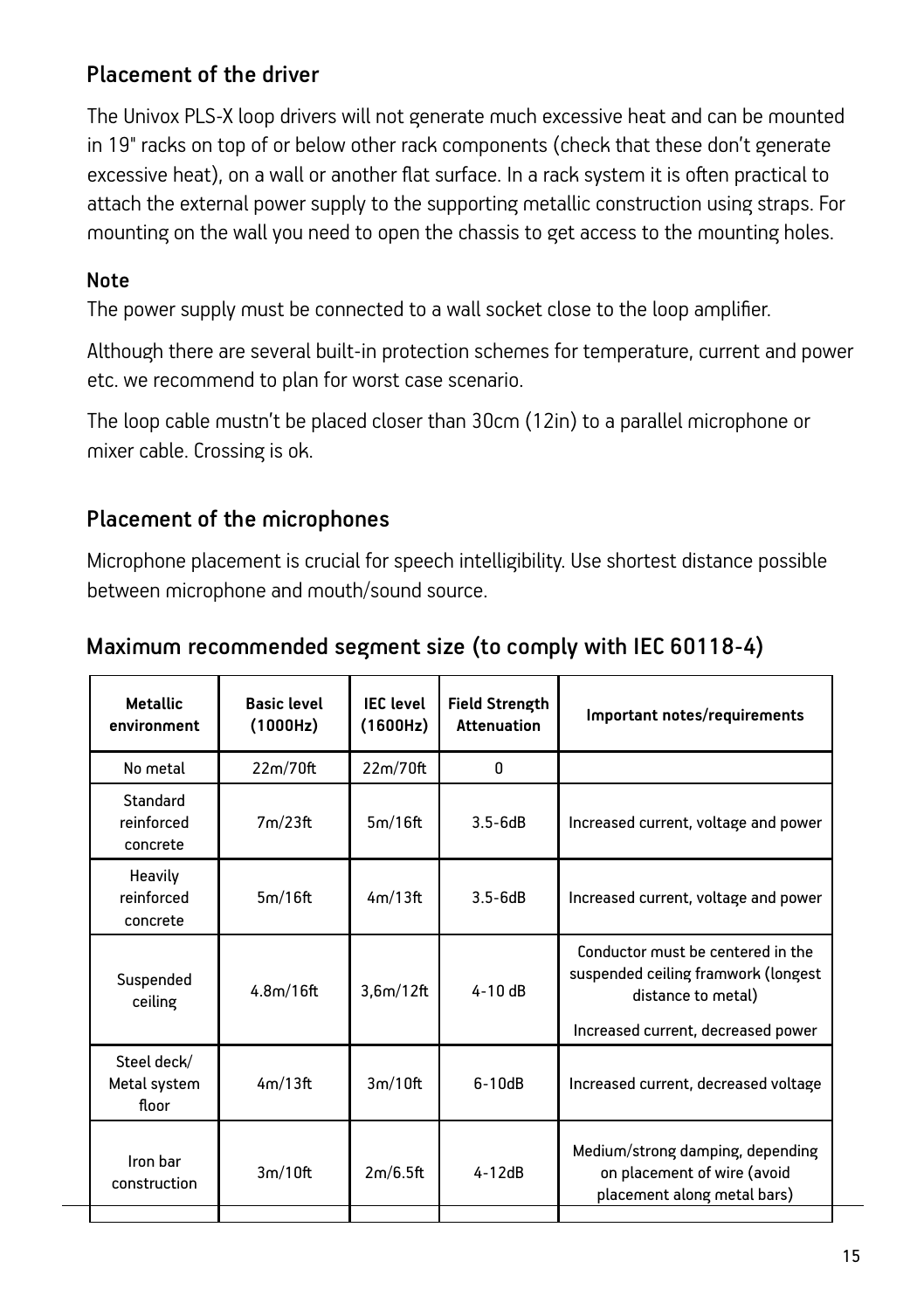## Placement of the driver

The Univox PLS-X loop drivers will not generate much excessive heat and can be mounted in 19" racks on top of or below other rack components (check that these don't generate excessive heat), on a wall or another flat surface. In a rack system it is often practical to attach the external power supply to the supporting metallic construction using straps. For mounting on the wall you need to open the chassis to get access to the mounting holes.

### Note

The power supply must be connected to a wall socket close to the loop amplifier.

Although there are several built-in protection schemes for temperature, current and power etc. we recommend to plan for worst case scenario.

The loop cable mustn't be placed closer than 30cm (12in) to a parallel microphone or mixer cable. Crossing is ok.

## Placement of the microphones

Microphone placement is crucial for speech intelligibility. Use shortest distance possible between microphone and mouth/sound source.

## Maximum recommended segment size (to comply with IEC 60118-4)

| Metallic environment | Basic level (1000Hz) | IEC level (1600Hz) | Field Strength Attenuation | Important notes/requirements |
|---|---|---|---|---|
| No metal | 22m/70ft | 22m/70ft | 0 | |
| Standard reinforced concrete | 7m/23ft | 5m/16ft | 3.5-6dB | Increased current, voltage and power |
| Heavily reinforced concrete | 5m/16ft | 4m/13ft | 3.5-6dB | Increased current, voltage and power |
| Suspended ceiling | 4.8m/16ft | 3,6m/12ft | 4-10 dB | Conductor must be centered in the suspended ceiling framwork (longest distance to metal)<br>Increased current, decreased power |
| Steel deck/ Metal system floor | 4m/13ft | 3m/10ft | 6-10dB | Increased current, decreased voltage |
| Iron bar construction | 3m/10ft | 2m/6.5ft | 4-12dB | Medium/strong damping, depending on placement of wire (avoid placement along metal bars) |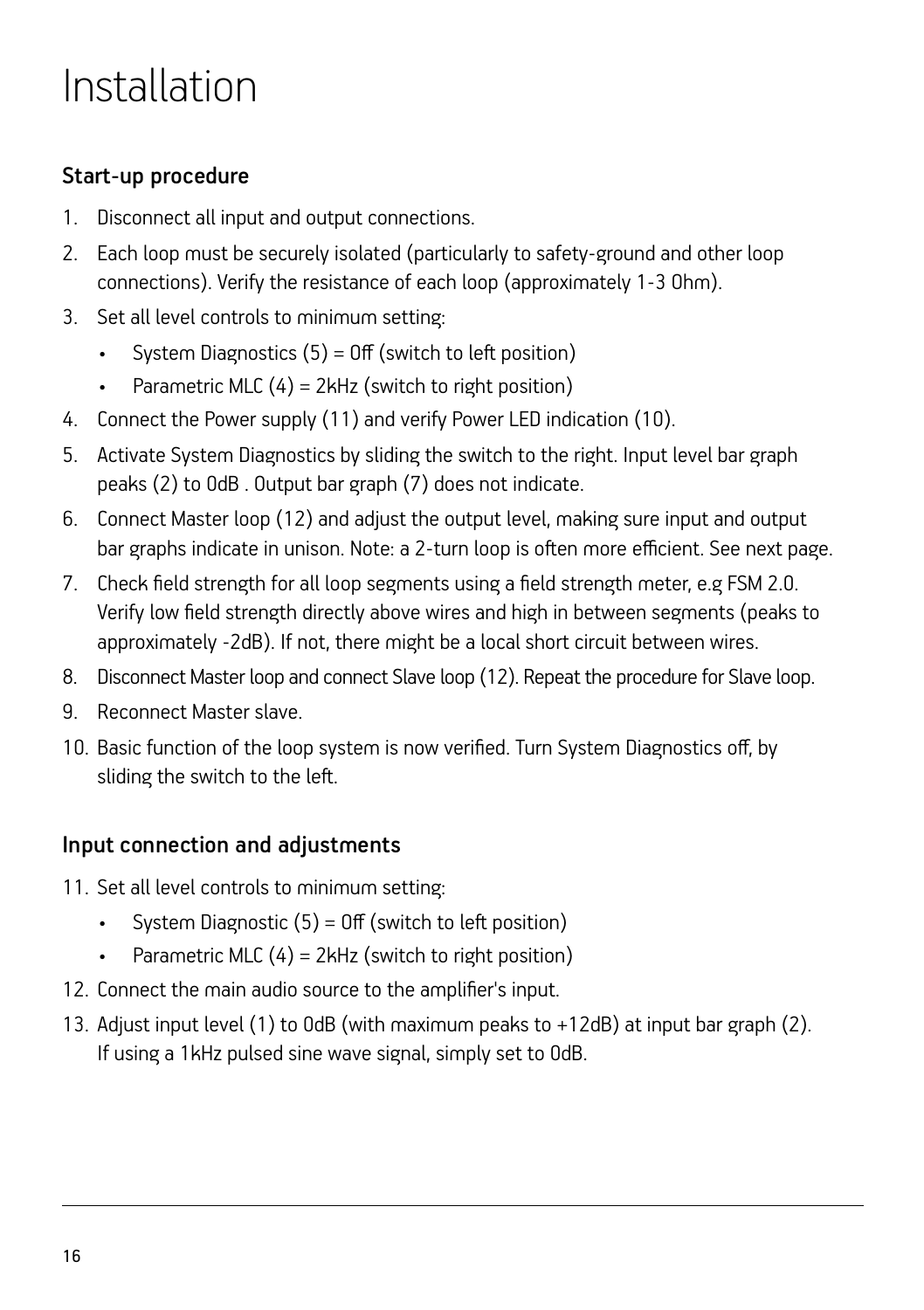# Installation

## Start-up procedure

1. Disconnect all input and output connections.
2. Each loop must be securely isolated (particularly to safety-ground and other loop connections). Verify the resistance of each loop (approximately 1-3 Ohm).
3. Set all level controls to minimum setting:
   - System Diagnostics (5) = Off (switch to left position)
   - Parametric MLC (4) = 2kHz (switch to right position)
4. Connect the Power supply (11) and verify Power LED indication (10).
5. Activate System Diagnostics by sliding the switch to the right. Input level bar graph peaks (2) to 0dB . Output bar graph (7) does not indicate.
6. Connect Master loop (12) and adjust the output level, making sure input and output bar graphs indicate in unison. Note: a 2-turn loop is often more efficient. See next page.
7. Check field strength for all loop segments using a field strength meter, e.g FSM 2.0. Verify low field strength directly above wires and high in between segments (peaks to approximately -2dB). If not, there might be a local short circuit between wires.
8. Disconnect Master loop and connect Slave loop (12). Repeat the procedure for Slave loop.
9. Reconnect Master slave.
10. Basic function of the loop system is now verified. Turn System Diagnostics off, by sliding the switch to the left.

## Input connection and adjustments

11. Set all level controls to minimum setting:
    - System Diagnostic (5) = Off (switch to left position)
    - Parametric MLC (4) = 2kHz (switch to right position)
12. Connect the main audio source to the amplifier's input.
13. Adjust input level (1) to 0dB (with maximum peaks to +12dB) at input bar graph (2). If using a 1kHz pulsed sine wave signal, simply set to 0dB.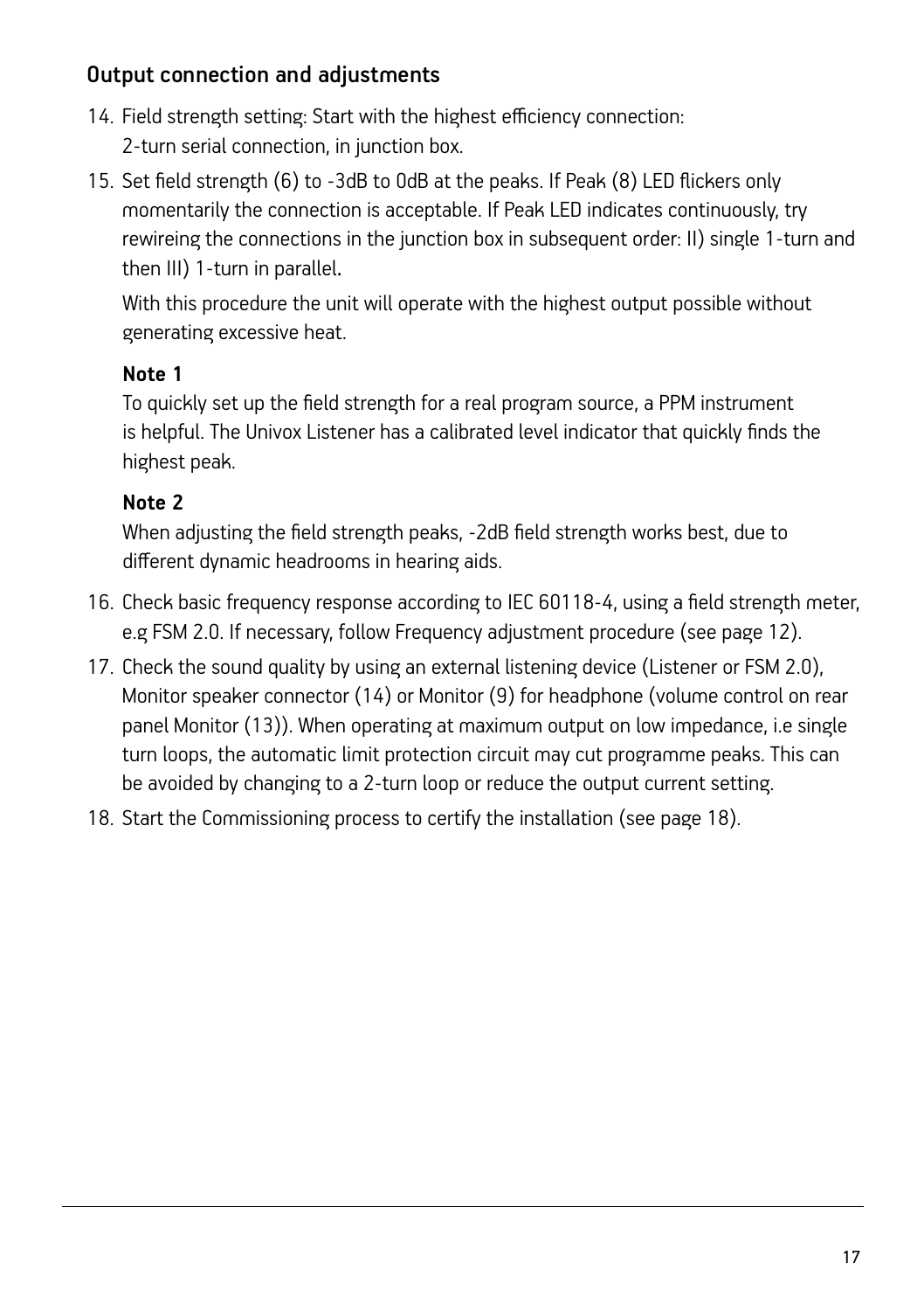## Output connection and adjustments

14. Field strength setting: Start with the highest efficiency connection:
    2-turn serial connection, in junction box.
15. Set field strength (6) to -3dB to 0dB at the peaks. If Peak (8) LED flickers only momentarily the connection is acceptable. If Peak LED indicates continuously, try rewireing the connections in the junction box in subsequent order: II) single 1-turn and then III) 1-turn in parallel.

    With this procedure the unit will operate with the highest output possible without generating excessive heat.

    **Note 1**

    To quickly set up the field strength for a real program source, a PPM instrument is helpful. The Univox Listener has a calibrated level indicator that quickly finds the highest peak.

    **Note 2**

    When adjusting the field strength peaks, -2dB field strength works best, due to different dynamic headrooms in hearing aids.
16. Check basic frequency response according to IEC 60118-4, using a field strength meter, e.g FSM 2.0. If necessary, follow Frequency adjustment procedure (see page 12).
17. Check the sound quality by using an external listening device (Listener or FSM 2.0), Monitor speaker connector (14) or Monitor (9) for headphone (volume control on rear panel Monitor (13)). When operating at maximum output on low impedance, i.e single turn loops, the automatic limit protection circuit may cut programme peaks. This can be avoided by changing to a 2-turn loop or reduce the output current setting.
18. Start the Commissioning process to certify the installation (see page 18).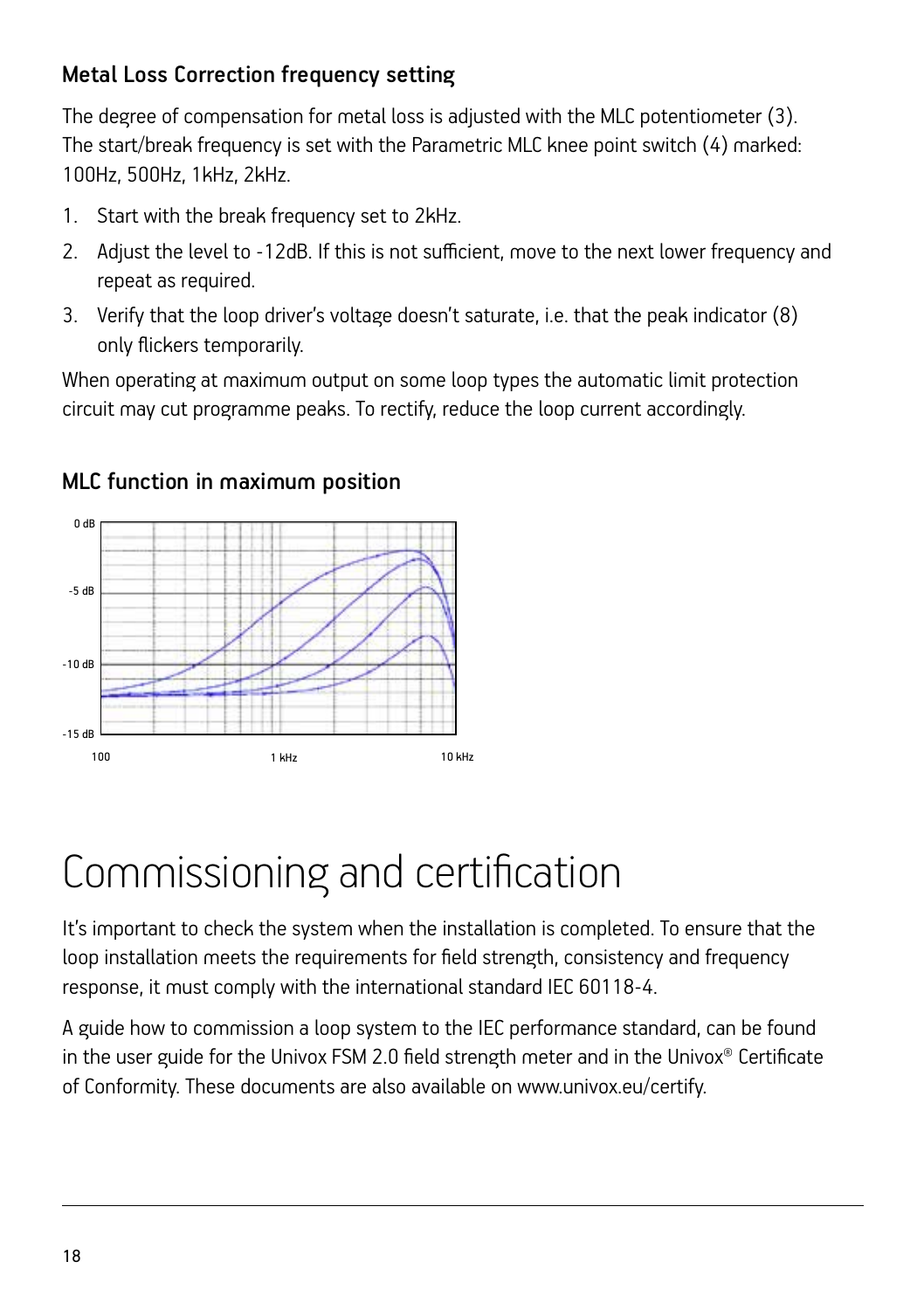### Metal Loss Correction frequency setting

The degree of compensation for metal loss is adjusted with the MLC potentiometer (3). The start/break frequency is set with the Parametric MLC knee point switch (4) marked: 100Hz, 500Hz, 1kHz, 2kHz.

1. Start with the break frequency set to 2kHz.
2. Adjust the level to -12dB. If this is not sufficient, move to the next lower frequency and repeat as required.
3. Verify that the loop driver's voltage doesn't saturate, i.e. that the peak indicator (8) only flickers temporarily.

When operating at maximum output on some loop types the automatic limit protection circuit may cut programme peaks. To rectify, reduce the loop current accordingly.

### MLC function in maximum position

0 dB

-5 dB

-10 dB

-15 dB

100 1 kHz 10 kHz

# Commissioning and certification

It's important to check the system when the installation is completed. To ensure that the loop installation meets the requirements for field strength, consistency and frequency response, it must comply with the international standard IEC 60118-4.

A guide how to commission a loop system to the IEC performance standard, can be found in the user guide for the Univox FSM 2.0 field strength meter and in the Univox® Certificate of Conformity. These documents are also available on www.univox.eu/certify.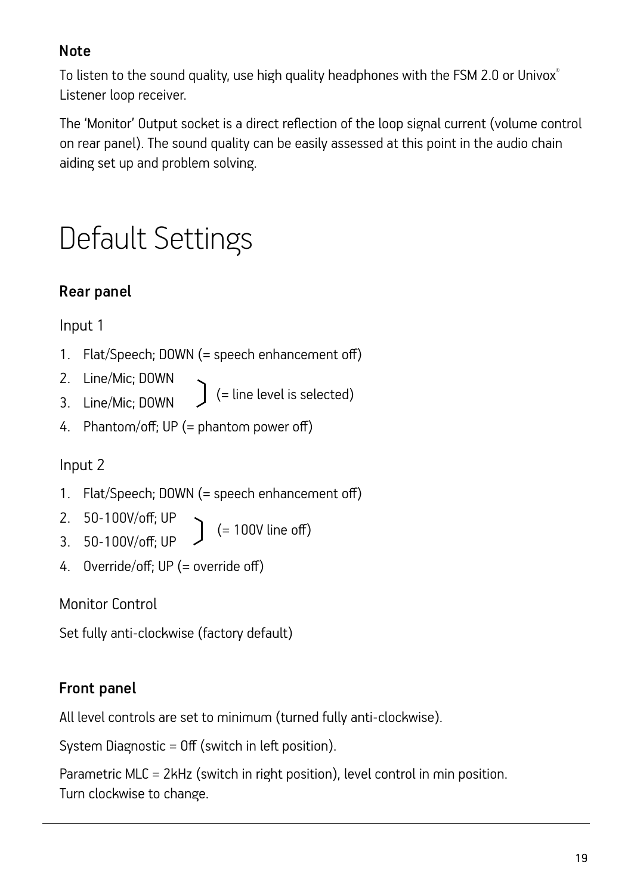### Note

To listen to the sound quality, use high quality headphones with the FSM 2.0 or Univox® Listener loop receiver.

The 'Monitor' Output socket is a direct reflection of the loop signal current (volume control on rear panel). The sound quality can be easily assessed at this point in the audio chain aiding set up and problem solving.

# Default Settings

### Rear panel

Input 1

1. Flat/Speech; DOWN (= speech enhancement off)
2. Line/Mic; DOWN
3. Line/Mic; DOWN (= line level is selected)
4. Phantom/off; UP (= phantom power off)

Input 2

1. Flat/Speech; DOWN (= speech enhancement off)
2. 50-100V/off; UP
3. 50-100V/off; UP (= 100V line off)
4. Override/off; UP (= override off)

Monitor Control

Set fully anti-clockwise (factory default)

### Front panel

All level controls are set to minimum (turned fully anti-clockwise).

System Diagnostic = Off (switch in left position).

Parametric MLC = 2kHz (switch in right position), level control in min position.
Turn clockwise to change.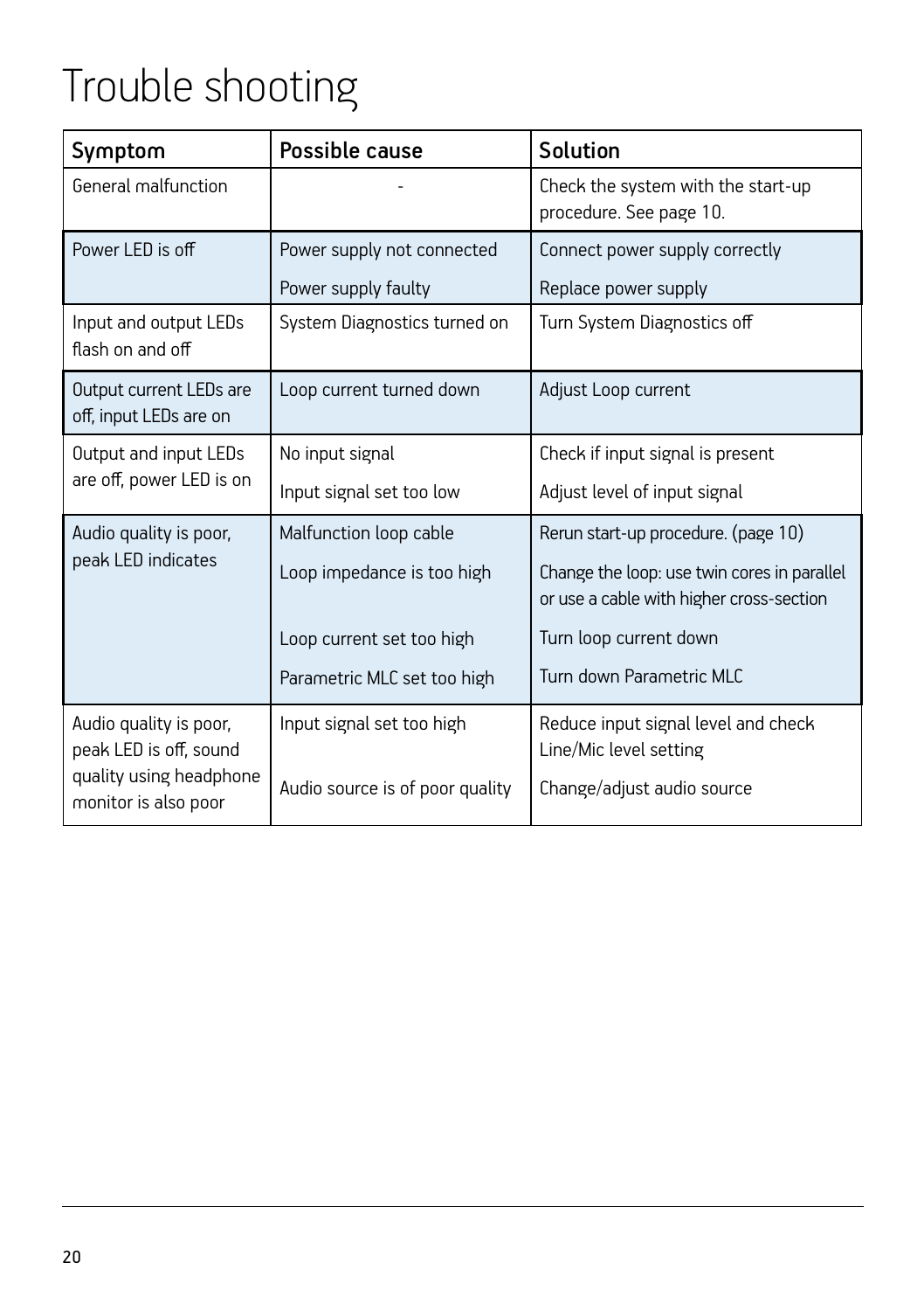# Trouble shooting

| Symptom | Possible cause | Solution |
|---|---|---|
| General malfunction | - | Check the system with the start-up procedure. See page 10. |
| Power LED is off | Power supply not connected | Connect power supply correctly |
| | Power supply faulty | Replace power supply |
| Input and output LEDs flash on and off | System Diagnostics turned on | Turn System Diagnostics off |
| Output current LEDs are off, input LEDs are on | Loop current turned down | Adjust Loop current |
| Output and input LEDs are off, power LED is on | No input signal | Check if input signal is present |
| | Input signal set too low | Adjust level of input signal |
| Audio quality is poor, peak LED indicates | Malfunction loop cable | Rerun start-up procedure. (page 10) |
| | Loop impedance is too high | Change the loop: use twin cores in parallel or use a cable with higher cross-section |
| | Loop current set too high | Turn loop current down |
| | Parametric MLC set too high | Turn down Parametric MLC |
| Audio quality is poor, peak LED is off, sound quality using headphone monitor is also poor | Input signal set too high | Reduce input signal level and check Line/Mic level setting |
| | Audio source is of poor quality | Change/adjust audio source |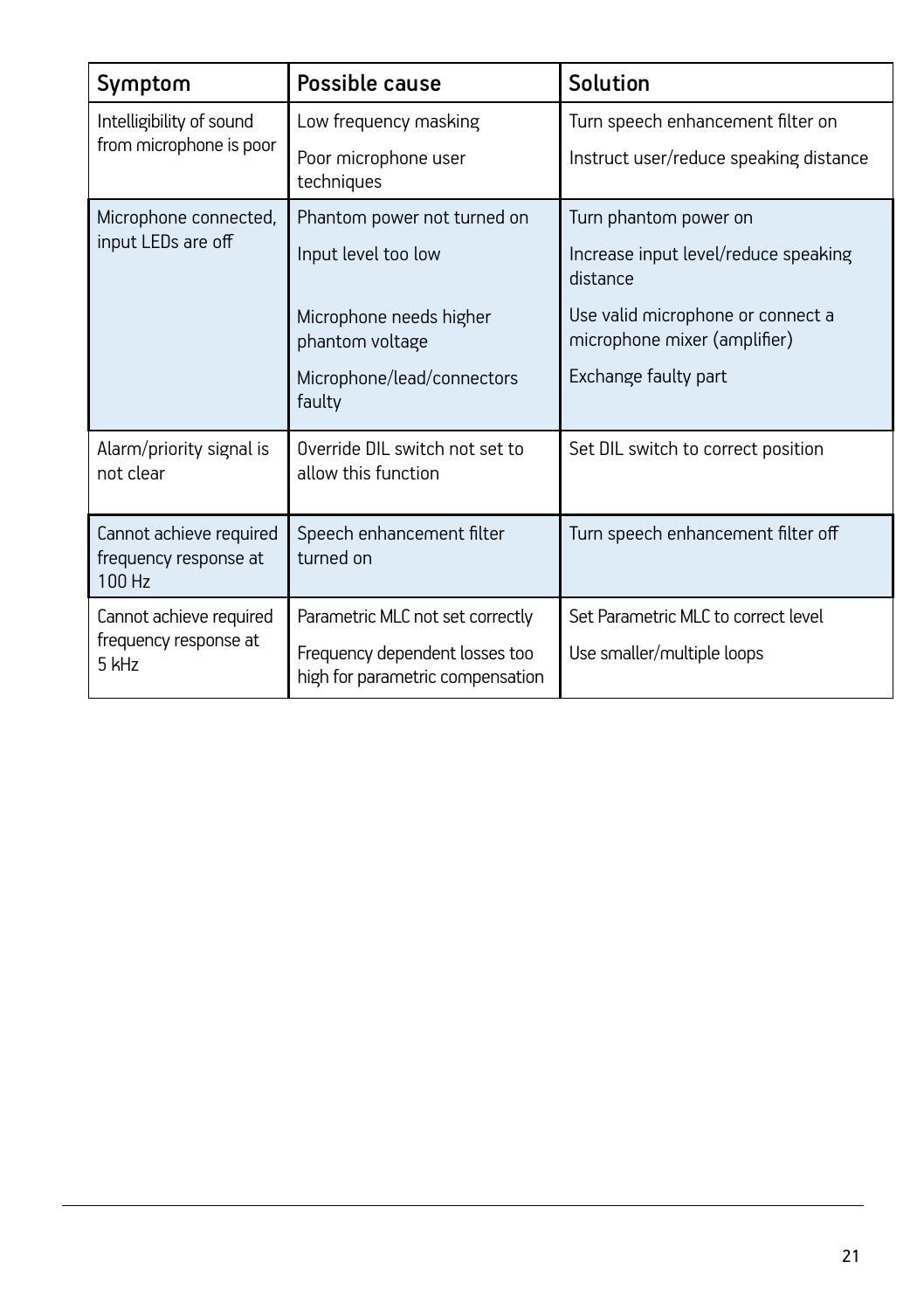| Symptom | Possible cause | Solution |
|---|---|---|
| Intelligibility of sound from microphone is poor | Low frequency masking | Turn speech enhancement filter on |
| | Poor microphone user techniques | Instruct user/reduce speaking distance |
| Microphone connected, input LEDs are off | Phantom power not turned on | Turn phantom power on |
| | Input level too low | Increase input level/reduce speaking distance |
| | Microphone needs higher phantom voltage | Use valid microphone or connect a microphone mixer (amplifier) |
| | Microphone/lead/connectors faulty | Exchange faulty part |
| Alarm/priority signal is not clear | Override DIL switch not set to allow this function | Set DIL switch to correct position |
| Cannot achieve required frequency response at 100 Hz | Speech enhancement filter turned on | Turn speech enhancement filter off |
| Cannot achieve required frequency response at 5 kHz | Parametric MLC not set correctly | Set Parametric MLC to correct level |
| | Frequency dependent losses too high for parametric compensation | Use smaller/multiple loops |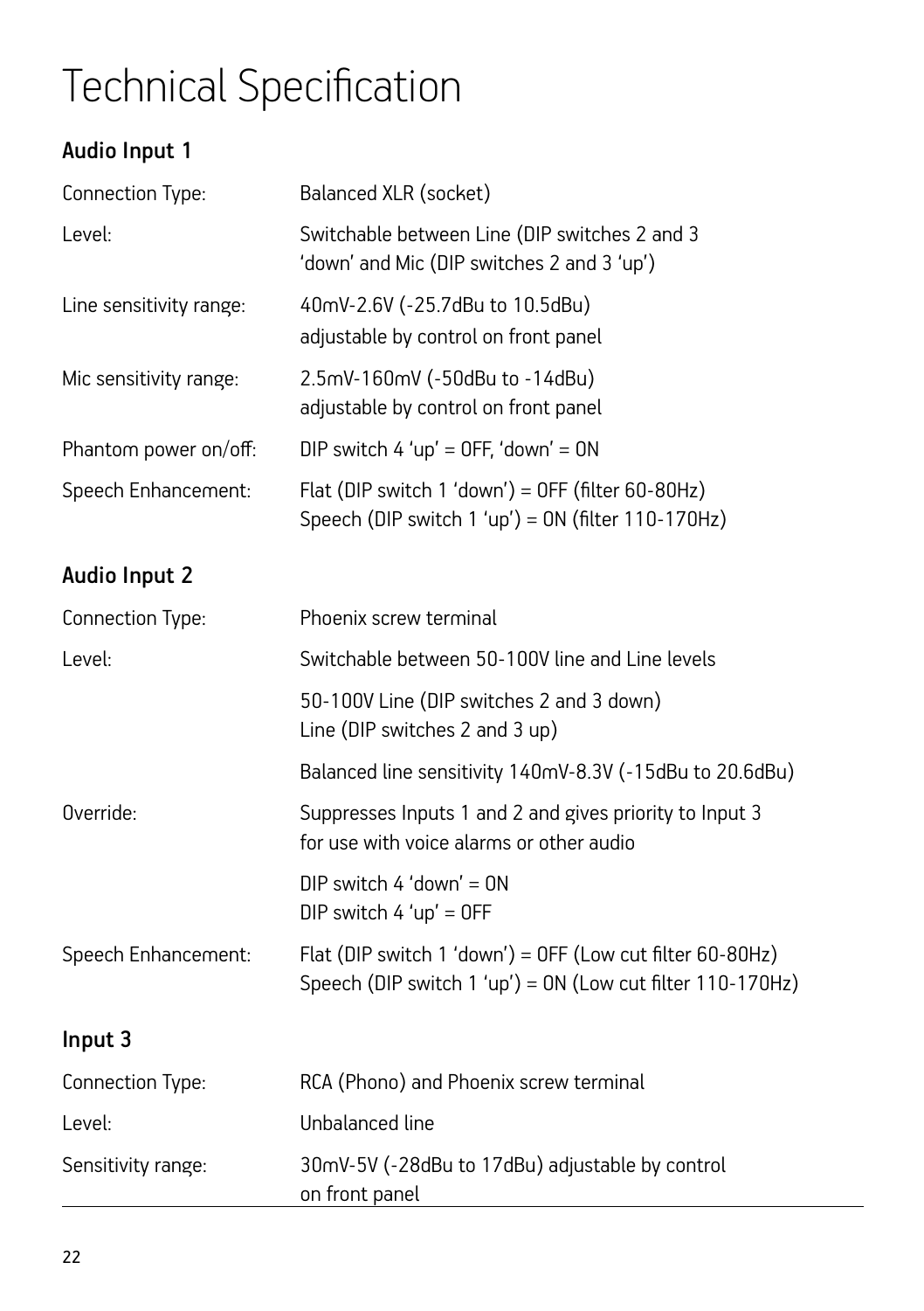# Technical Specification

## Audio Input 1

| | |
|---|---|
| Connection Type: | Balanced XLR (socket) |
| Level: | Switchable between Line (DIP switches 2 and 3 'down' and Mic (DIP switches 2 and 3 'up') |
| Line sensitivity range: | 40mV-2.6V (-25.7dBu to 10.5dBu) adjustable by control on front panel |
| Mic sensitivity range: | 2.5mV-160mV (-50dBu to -14dBu) adjustable by control on front panel |
| Phantom power on/off: | DIP switch 4 'up' = OFF, 'down' = ON |
| Speech Enhancement: | Flat (DIP switch 1 'down') = OFF (filter 60-80Hz) Speech (DIP switch 1 'up') = ON (filter 110-170Hz) |

## Audio Input 2

| | |
|---|---|
| Connection Type: | Phoenix screw terminal |
| Level: | Switchable between 50-100V line and Line levels |
| | 50-100V Line (DIP switches 2 and 3 down) Line (DIP switches 2 and 3 up) |
| | Balanced line sensitivity 140mV-8.3V (-15dBu to 20.6dBu) |
| Override: | Suppresses Inputs 1 and 2 and gives priority to Input 3 for use with voice alarms or other audio |
| | DIP switch 4 'down' = ON DIP switch 4 'up' = OFF |
| Speech Enhancement: | Flat (DIP switch 1 'down') = OFF (Low cut filter 60-80Hz) Speech (DIP switch 1 'up') = ON (Low cut filter 110-170Hz) |

## Input 3

| | |
|---|---|
| Connection Type: | RCA (Phono) and Phoenix screw terminal |
| Level: | Unbalanced line |
| Sensitivity range: | 30mV-5V (-28dBu to 17dBu) adjustable by control on front panel |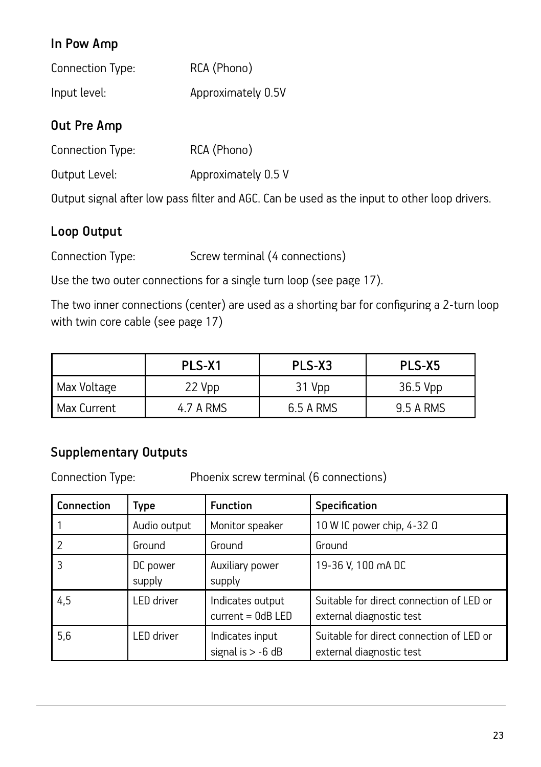### In Pow Amp

Connection Type: RCA (Phono)

Input level: Approximately 0.5V

### Out Pre Amp

Connection Type: RCA (Phono)

Output Level: Approximately 0.5 V

Output signal after low pass filter and AGC. Can be used as the input to other loop drivers.

### Loop Output

Connection Type: Screw terminal (4 connections)

Use the two outer connections for a single turn loop (see page 17).

The two inner connections (center) are used as a shorting bar for configuring a 2-turn loop with twin core cable (see page 17)

| | PLS-X1 | PLS-X3 | PLS-X5 |
|---|---|---|---|
| Max Voltage | 22 Vpp | 31 Vpp | 36.5 Vpp |
| Max Current | 4.7 A RMS | 6.5 A RMS | 9.5 A RMS |

### Supplementary Outputs

Connection Type: Phoenix screw terminal (6 connections)

| Connection | Type | Function | Specification |
|---|---|---|---|
| 1 | Audio output | Monitor speaker | 10 W IC power chip, 4-32 Ω |
| 2 | Ground | Ground | Ground |
| 3 | DC power supply | Auxiliary power supply | 19-36 V, 100 mA DC |
| 4,5 | LED driver | Indicates output current = 0dB LED | Suitable for direct connection of LED or external diagnostic test |
| 5,6 | LED driver | Indicates input signal is > -6 dB | Suitable for direct connection of LED or external diagnostic test |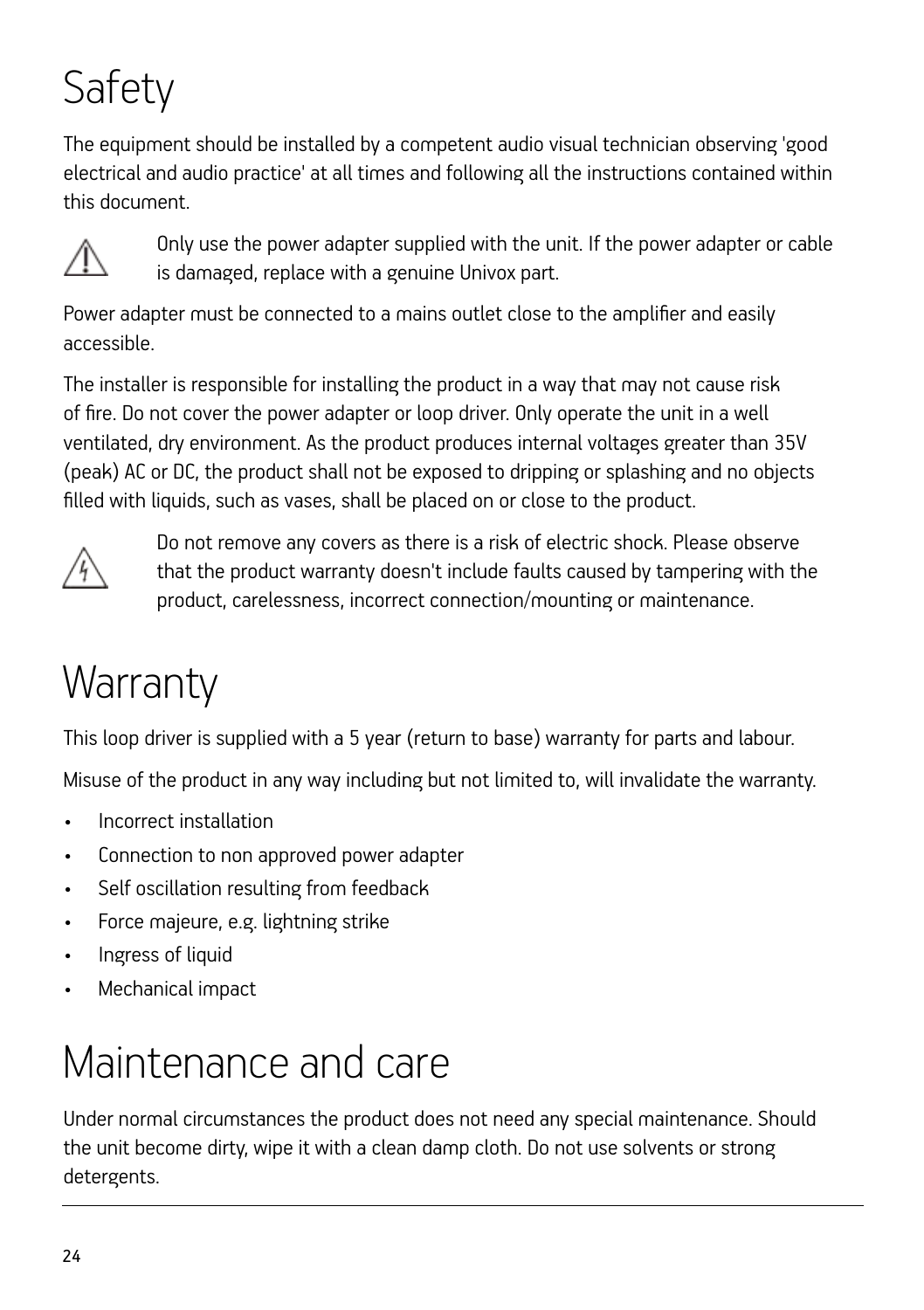# Safety

The equipment should be installed by a competent audio visual technician observing 'good electrical and audio practice' at all times and following all the instructions contained within this document.

⚠ Only use the power adapter supplied with the unit. If the power adapter or cable is damaged, replace with a genuine Univox part.

Power adapter must be connected to a mains outlet close to the amplifier and easily accessible.

The installer is responsible for installing the product in a way that may not cause risk of fire. Do not cover the power adapter or loop driver. Only operate the unit in a well ventilated, dry environment. As the product produces internal voltages greater than 35V (peak) AC or DC, the product shall not be exposed to dripping or splashing and no objects filled with liquids, such as vases, shall be placed on or close to the product.

Do not remove any covers as there is a risk of electric shock. Please observe that the product warranty doesn't include faults caused by tampering with the product, carelessness, incorrect connection/mounting or maintenance.

# Warranty

This loop driver is supplied with a 5 year (return to base) warranty for parts and labour.

Misuse of the product in any way including but not limited to, will invalidate the warranty.

- Incorrect installation
- Connection to non approved power adapter
- Self oscillation resulting from feedback
- Force majeure, e.g. lightning strike
- Ingress of liquid
- Mechanical impact

# Maintenance and care

Under normal circumstances the product does not need any special maintenance. Should the unit become dirty, wipe it with a clean damp cloth. Do not use solvents or strong detergents.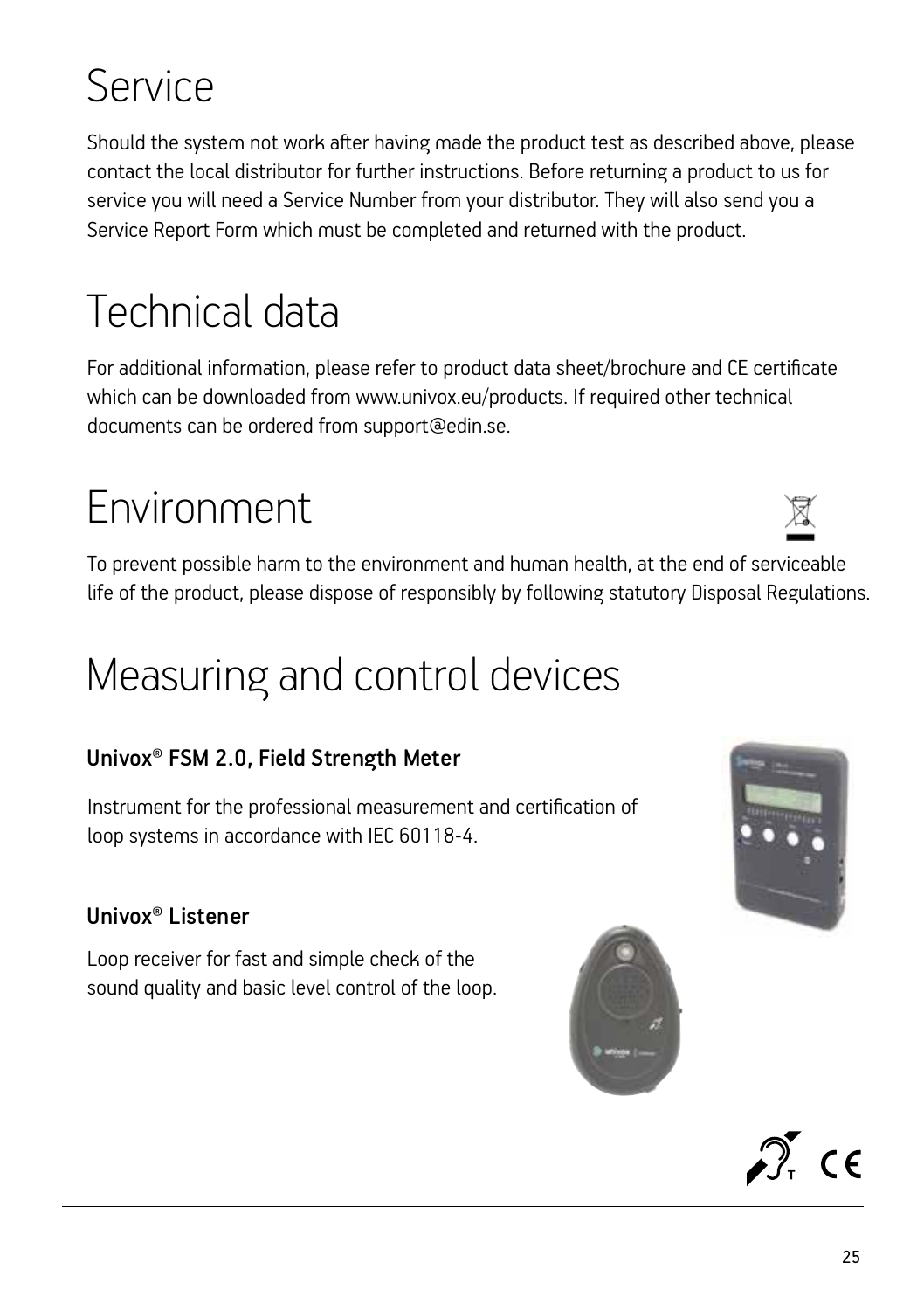# Service

Should the system not work after having made the product test as described above, please contact the local distributor for further instructions. Before returning a product to us for service you will need a Service Number from your distributor. They will also send you a Service Report Form which must be completed and returned with the product.

# Technical data

For additional information, please refer to product data sheet/brochure and CE certificate which can be downloaded from www.univox.eu/products. If required other technical documents can be ordered from support@edin.se.

# Environment

To prevent possible harm to the environment and human health, at the end of serviceable life of the product, please dispose of responsibly by following statutory Disposal Regulations.

# Measuring and control devices

### Univox® FSM 2.0, Field Strength Meter

Instrument for the professional measurement and certification of loop systems in accordance with IEC 60118-4.

### Univox® Listener

Loop receiver for fast and simple check of the sound quality and basic level control of the loop.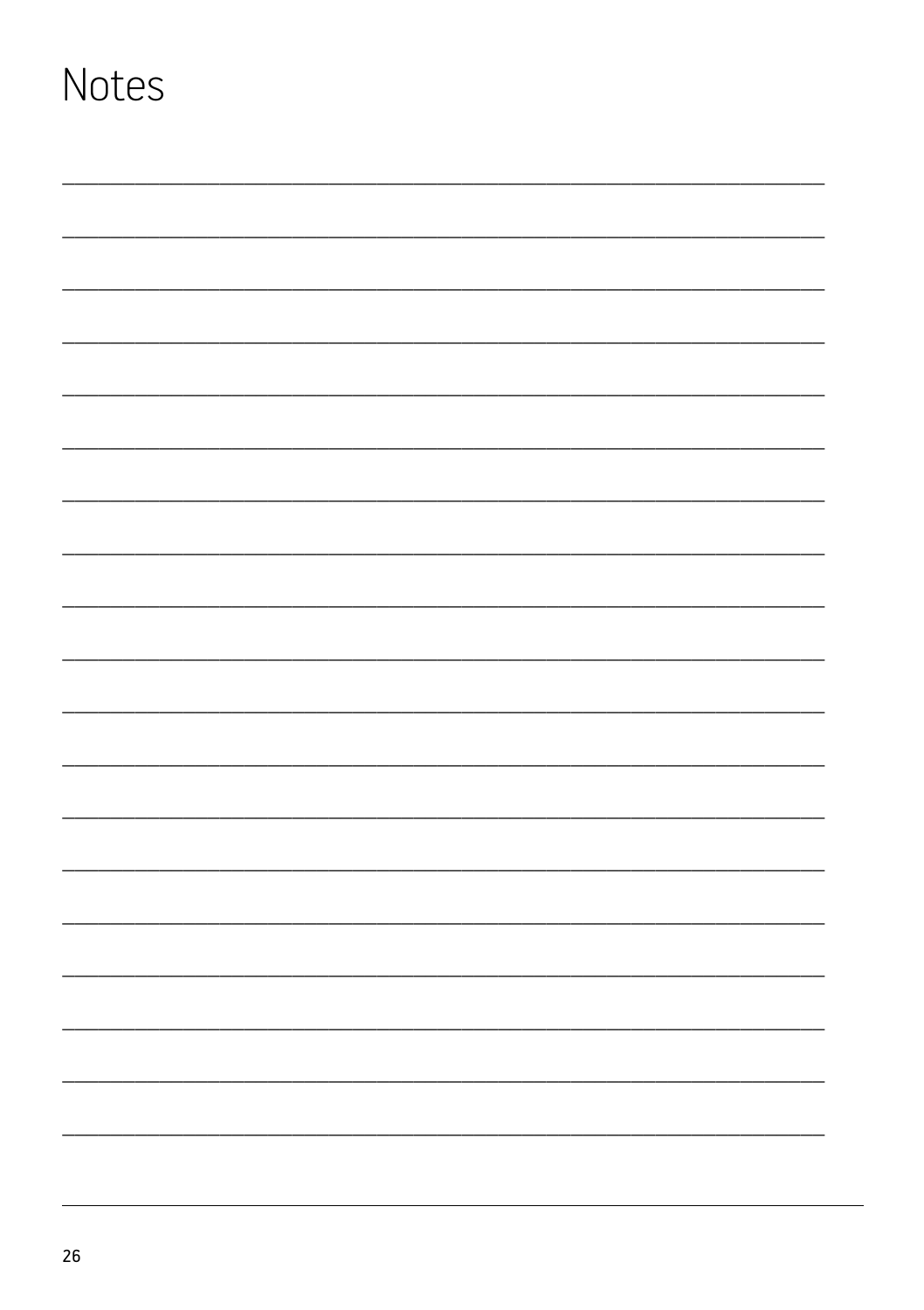# Notes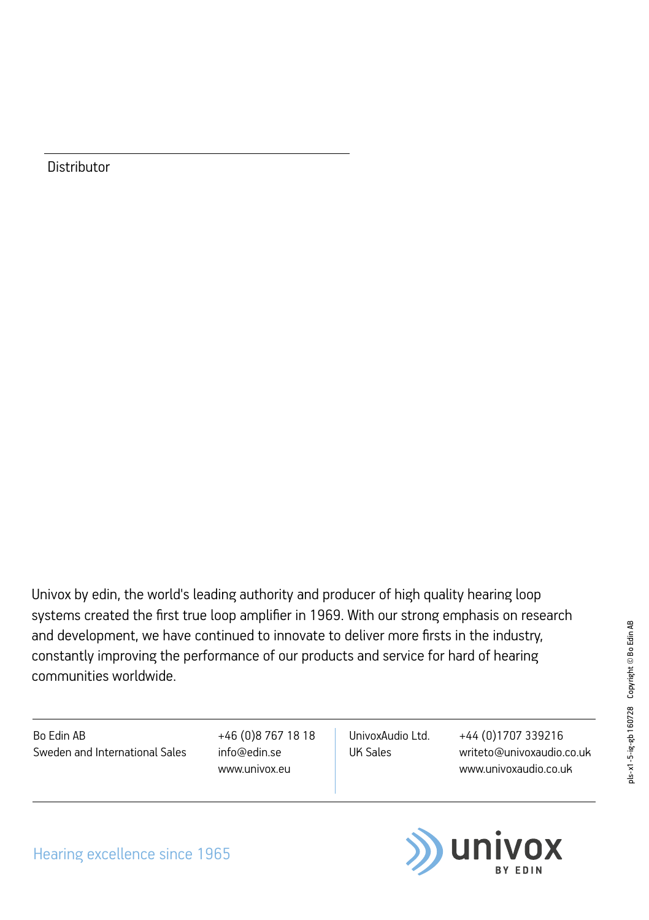Distributor

Univox by edin, the world's leading authority and producer of high quality hearing loop systems created the first true loop amplifier in 1969. With our strong emphasis on research and development, we have continued to innovate to deliver more firsts in the industry, constantly improving the performance of our products and service for hard of hearing communities worldwide.

| | | | |
|---|---|---|---|
| Bo Edin AB<br>Sweden and International Sales | +46 (0)8 767 18 18<br>info@edin.se<br>www.univox.eu | UnivoxAudio Ltd.<br>UK Sales | +44 (0)1707 339216<br>writeto@univoxaudio.co.uk<br>www.univoxaudio.co.uk |

Hearing excellence since 1965

univox BY EDIN

pls-x1-5-ig-gb 160728 Copyright © Bo Edin AB